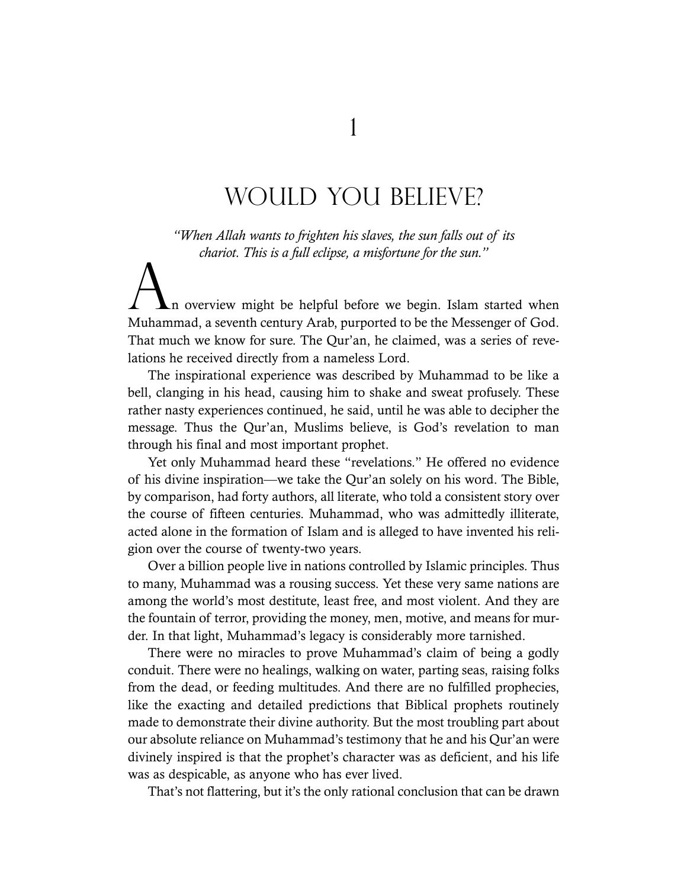# 1

# WOULD YOU BELIEVE?

*"When Allah wants to frighten his slaves, the sun falls out of its chariot. This is a full eclipse, a misfortune for the sun."*

An overview might be helpful before we begin. Islam started when Muhammad, a seventh century Arab, purported to be the Messenger of God. That much we know for sure. The Qur'an, he claimed, was a series of revelations he received directly from a nameless Lord.

The inspirational experience was described by Muhammad to be like a bell, clanging in his head, causing him to shake and sweat profusely. These rather nasty experiences continued, he said, until he was able to decipher the message. Thus the Qur'an, Muslims believe, is God's revelation to man through his final and most important prophet.

Yet only Muhammad heard these "revelations." He offered no evidence of his divine inspiration—we take the Qur'an solely on his word. The Bible, by comparison, had forty authors, all literate, who told a consistent story over the course of fifteen centuries. Muhammad, who was admittedly illiterate, acted alone in the formation of Islam and is alleged to have invented his religion over the course of twenty-two years.

Over a billion people live in nations controlled by Islamic principles. Thus to many, Muhammad was a rousing success. Yet these very same nations are among the world's most destitute, least free, and most violent. And they are the fountain of terror, providing the money, men, motive, and means for murder. In that light, Muhammad's legacy is considerably more tarnished.

There were no miracles to prove Muhammad's claim of being a godly conduit. There were no healings, walking on water, parting seas, raising folks from the dead, or feeding multitudes. And there are no fulfilled prophecies, like the exacting and detailed predictions that Biblical prophets routinely made to demonstrate their divine authority. But the most troubling part about our absolute reliance on Muhammad's testimony that he and his Qur'an were divinely inspired is that the prophet's character was as deficient, and his life was as despicable, as anyone who has ever lived.

That's not flattering, but it's the only rational conclusion that can be drawn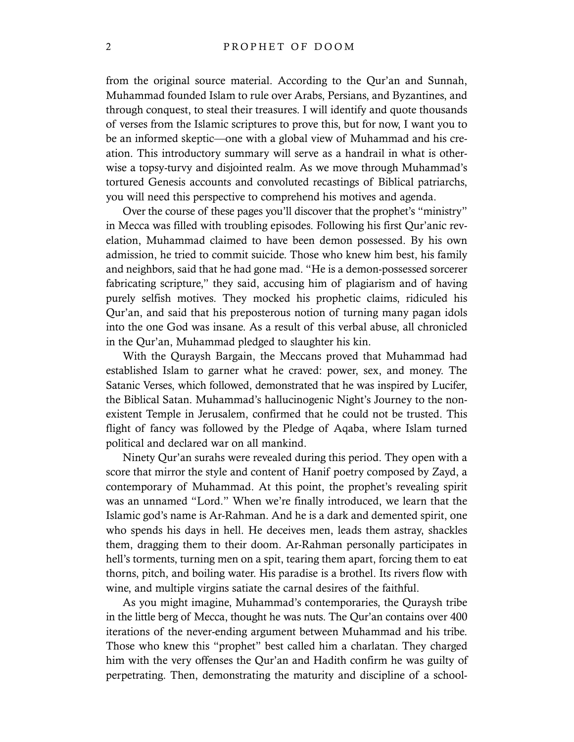from the original source material. According to the Qur'an and Sunnah, Muhammad founded Islam to rule over Arabs, Persians, and Byzantines, and through conquest, to steal their treasures. I will identify and quote thousands of verses from the Islamic scriptures to prove this, but for now, I want you to be an informed skeptic—one with a global view of Muhammad and his creation. This introductory summary will serve as a handrail in what is otherwise a topsy-turvy and disjointed realm. As we move through Muhammad's tortured Genesis accounts and convoluted recastings of Biblical patriarchs, you will need this perspective to comprehend his motives and agenda.

Over the course of these pages you'll discover that the prophet's "ministry" in Mecca was filled with troubling episodes. Following his first Qur'anic revelation, Muhammad claimed to have been demon possessed. By his own admission, he tried to commit suicide. Those who knew him best, his family and neighbors, said that he had gone mad. "He is a demon-possessed sorcerer fabricating scripture," they said, accusing him of plagiarism and of having purely selfish motives. They mocked his prophetic claims, ridiculed his Qur'an, and said that his preposterous notion of turning many pagan idols into the one God was insane. As a result of this verbal abuse, all chronicled in the Qur'an, Muhammad pledged to slaughter his kin.

With the Quraysh Bargain, the Meccans proved that Muhammad had established Islam to garner what he craved: power, sex, and money. The Satanic Verses, which followed, demonstrated that he was inspired by Lucifer, the Biblical Satan. Muhammad's hallucinogenic Night's Journey to the non-existent Temple in Jerusalem, confirmed that he could not be trusted. This flight of fancy was followed by the Pledge of Aqaba, where Islam turned political and declared war on all mankind.

Ninety Qur'an surahs were revealed during this period. They open with a score that mirror the style and content of Hanif poetry composed by Zayd, a contemporary of Muhammad. At this point, the prophet's revealing spirit was an unnamed "Lord." When we're finally introduced, we learn that the Islamic god's name is Ar-Rahman. And he is a dark and demented spirit, one who spends his days in hell. He deceives men, leads them astray, shackles them, dragging them to their doom. Ar-Rahman personally participates in hell's torments, turning men on a spit, tearing them apart, forcing them to eat thorns, pitch, and boiling water. His paradise is a brothel. Its rivers flow with wine, and multiple virgins satiate the carnal desires of the faithful.

As you might imagine, Muhammad's contemporaries, the Quraysh tribe in the little berg of Mecca, thought he was nuts. The Qur'an contains over 400 iterations of the never-ending argument between Muhammad and his tribe. Those who knew this "prophet" best called him a charlatan. They charged him with the very offenses the Qur'an and Hadith confirm he was guilty of perpetrating. Then, demonstrating the maturity and discipline of a school-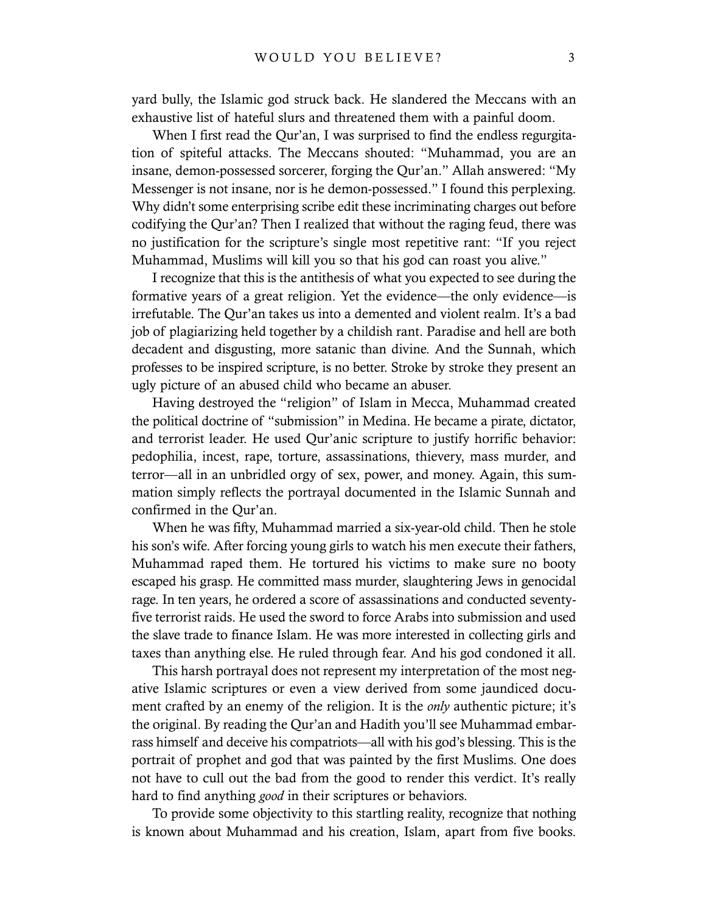yard bully, the Islamic god struck back. He slandered the Meccans with an exhaustive list of hateful slurs and threatened them with a painful doom.

When I first read the Qur'an, I was surprised to find the endless regurgitation of spiteful attacks. The Meccans shouted: "Muhammad, you are an insane, demon-possessed sorcerer, forging the Qur'an." Allah answered: "My Messenger is not insane, nor is he demon-possessed." I found this perplexing. Why didn't some enterprising scribe edit these incriminating charges out before codifying the Qur'an? Then I realized that without the raging feud, there was no justification for the scripture's single most repetitive rant: "If you reject Muhammad, Muslims will kill you so that his god can roast you alive."

I recognize that this is the antithesis of what you expected to see during the formative years of a great religion. Yet the evidence—the only evidence—is irrefutable. The Qur'an takes us into a demented and violent realm. It's a bad job of plagiarizing held together by a childish rant. Paradise and hell are both decadent and disgusting, more satanic than divine. And the Sunnah, which professes to be inspired scripture, is no better. Stroke by stroke they present an ugly picture of an abused child who became an abuser.

Having destroyed the "religion" of Islam in Mecca, Muhammad created the political doctrine of "submission" in Medina. He became a pirate, dictator, and terrorist leader. He used Qur'anic scripture to justify horrific behavior: pedophilia, incest, rape, torture, assassinations, thievery, mass murder, and terror—all in an unbridled orgy of sex, power, and money. Again, this summation simply reflects the portrayal documented in the Islamic Sunnah and confirmed in the Qur'an.

When he was fifty, Muhammad married a six-year-old child. Then he stole his son's wife. After forcing young girls to watch his men execute their fathers, Muhammad raped them. He tortured his victims to make sure no booty escaped his grasp. He committed mass murder, slaughtering Jews in genocidal rage. In ten years, he ordered a score of assassinations and conducted seventy-five terrorist raids. He used the sword to force Arabs into submission and used the slave trade to finance Islam. He was more interested in collecting girls and taxes than anything else. He ruled through fear. And his god condoned it all.

This harsh portrayal does not represent my interpretation of the most negative Islamic scriptures or even a view derived from some jaundiced document crafted by an enemy of the religion. It is the *only* authentic picture; it's the original. By reading the Qur'an and Hadith you'll see Muhammad embarrass himself and deceive his compatriots—all with his god's blessing. This is the portrait of prophet and god that was painted by the first Muslims. One does not have to cull out the bad from the good to render this verdict. It's really hard to find anything *good* in their scriptures or behaviors.

To provide some objectivity to this startling reality, recognize that nothing is known about Muhammad and his creation, Islam, apart from five books.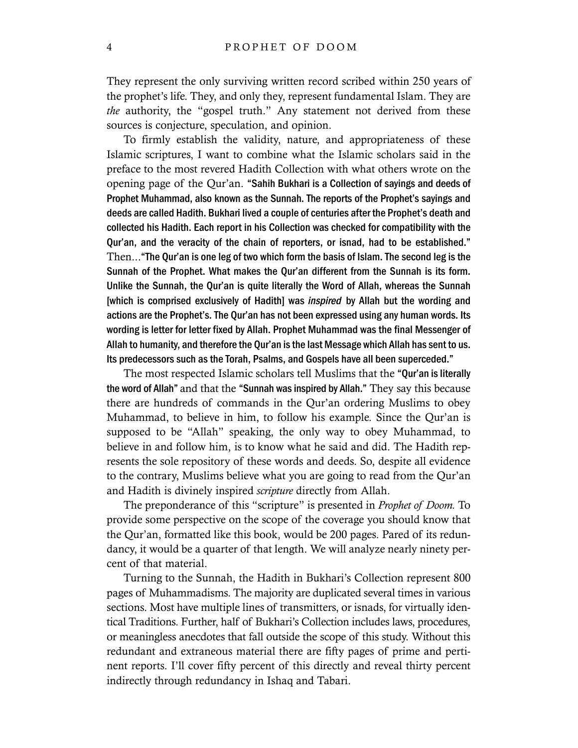They represent the only surviving written record scribed within 250 years of the prophet's life. They, and only they, represent fundamental Islam. They are *the* authority, the "gospel truth." Any statement not derived from these sources is conjecture, speculation, and opinion.

To firmly establish the validity, nature, and appropriateness of these Islamic scriptures, I want to combine what the Islamic scholars said in the preface to the most revered Hadith Collection with what others wrote on the opening page of the Qur'an. **"Sahih Bukhari is a Collection of sayings and deeds of Prophet Muhammad, also known as the Sunnah. The reports of the Prophet's sayings and deeds are called Hadith. Bukhari lived a couple of centuries after the Prophet's death and collected his Hadith. Each report in his Collection was checked for compatibility with the Qur'an, and the veracity of the chain of reporters, or isnad, had to be established."** Then…**"The Qur'an is one leg of two which form the basis of Islam. The second leg is the Sunnah of the Prophet. What makes the Qur'an different from the Sunnah is its form. Unlike the Sunnah, the Qur'an is quite literally the Word of Allah, whereas the Sunnah [which is comprised exclusively of Hadith] was *inspired* by Allah but the wording and actions are the Prophet's. The Qur'an has not been expressed using any human words. Its wording is letter for letter fixed by Allah. Prophet Muhammad was the final Messenger of Allah to humanity, and therefore the Qur'an is the last Message which Allah has sent to us. Its predecessors such as the Torah, Psalms, and Gospels have all been superceded."**

The most respected Islamic scholars tell Muslims that the **"Qur'an is literally the word of Allah"** and that the **"Sunnah was inspired by Allah."** They say this because there are hundreds of commands in the Qur'an ordering Muslims to obey Muhammad, to believe in him, to follow his example. Since the Qur'an is supposed to be "Allah" speaking, the only way to obey Muhammad, to believe in and follow him, is to know what he said and did. The Hadith represents the sole repository of these words and deeds. So, despite all evidence to the contrary, Muslims believe what you are going to read from the Qur'an and Hadith is divinely inspired *scripture* directly from Allah.

The preponderance of this "scripture" is presented in *Prophet of Doom.* To provide some perspective on the scope of the coverage you should know that the Qur'an, formatted like this book, would be 200 pages. Pared of its redundancy, it would be a quarter of that length. We will analyze nearly ninety percent of that material.

Turning to the Sunnah, the Hadith in Bukhari's Collection represent 800 pages of Muhammadisms. The majority are duplicated several times in various sections. Most have multiple lines of transmitters, or isnads, for virtually identical Traditions. Further, half of Bukhari's Collection includes laws, procedures, or meaningless anecdotes that fall outside the scope of this study. Without this redundant and extraneous material there are fifty pages of prime and pertinent reports. I'll cover fifty percent of this directly and reveal thirty percent indirectly through redundancy in Ishaq and Tabari.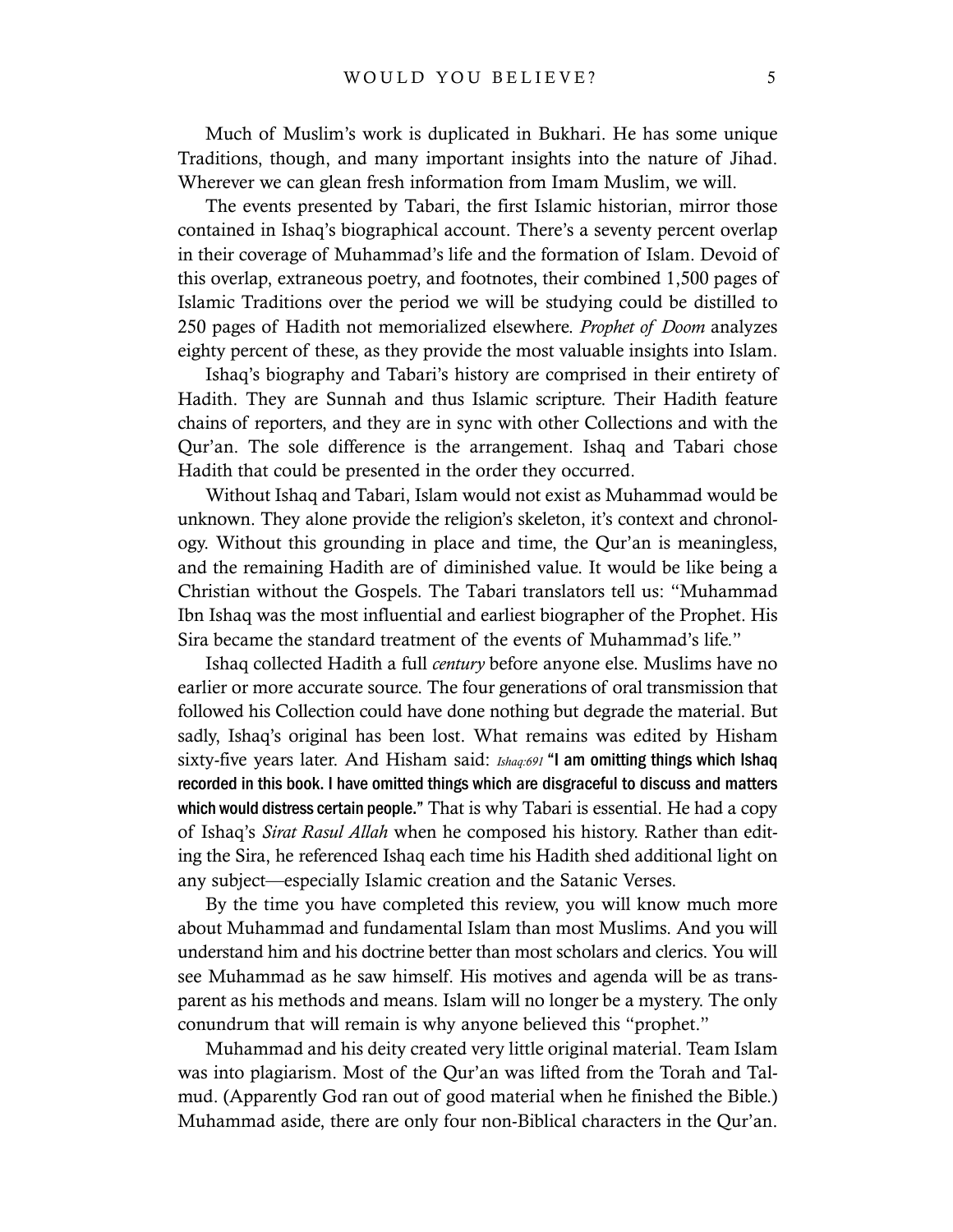Much of Muslim's work is duplicated in Bukhari. He has some unique Traditions, though, and many important insights into the nature of Jihad. Wherever we can glean fresh information from Imam Muslim, we will.

The events presented by Tabari, the first Islamic historian, mirror those contained in Ishaq's biographical account. There's a seventy percent overlap in their coverage of Muhammad's life and the formation of Islam. Devoid of this overlap, extraneous poetry, and footnotes, their combined 1,500 pages of Islamic Traditions over the period we will be studying could be distilled to 250 pages of Hadith not memorialized elsewhere. *Prophet of Doom* analyzes eighty percent of these, as they provide the most valuable insights into Islam.

Ishaq's biography and Tabari's history are comprised in their entirety of Hadith. They are Sunnah and thus Islamic scripture. Their Hadith feature chains of reporters, and they are in sync with other Collections and with the Qur'an. The sole difference is the arrangement. Ishaq and Tabari chose Hadith that could be presented in the order they occurred.

Without Ishaq and Tabari, Islam would not exist as Muhammad would be unknown. They alone provide the religion's skeleton, it's context and chronology. Without this grounding in place and time, the Qur'an is meaningless, and the remaining Hadith are of diminished value. It would be like being a Christian without the Gospels. The Tabari translators tell us: "Muhammad Ibn Ishaq was the most influential and earliest biographer of the Prophet. His Sira became the standard treatment of the events of Muhammad's life."

Ishaq collected Hadith a full *century* before anyone else. Muslims have no earlier or more accurate source. The four generations of oral transmission that followed his Collection could have done nothing but degrade the material. But sadly, Ishaq's original has been lost. What remains was edited by Hisham sixty-five years later. And Hisham said: *Ishaq:691* **"I am omitting things which Ishaq recorded in this book. I have omitted things which are disgraceful to discuss and matters which would distress certain people."** That is why Tabari is essential. He had a copy of Ishaq's *Sirat Rasul Allah* when he composed his history. Rather than editing the Sira, he referenced Ishaq each time his Hadith shed additional light on any subject—especially Islamic creation and the Satanic Verses.

By the time you have completed this review, you will know much more about Muhammad and fundamental Islam than most Muslims. And you will understand him and his doctrine better than most scholars and clerics. You will see Muhammad as he saw himself. His motives and agenda will be as transparent as his methods and means. Islam will no longer be a mystery. The only conundrum that will remain is why anyone believed this "prophet."

Muhammad and his deity created very little original material. Team Islam was into plagiarism. Most of the Qur'an was lifted from the Torah and Talmud. (Apparently God ran out of good material when he finished the Bible.) Muhammad aside, there are only four non-Biblical characters in the Qur'an.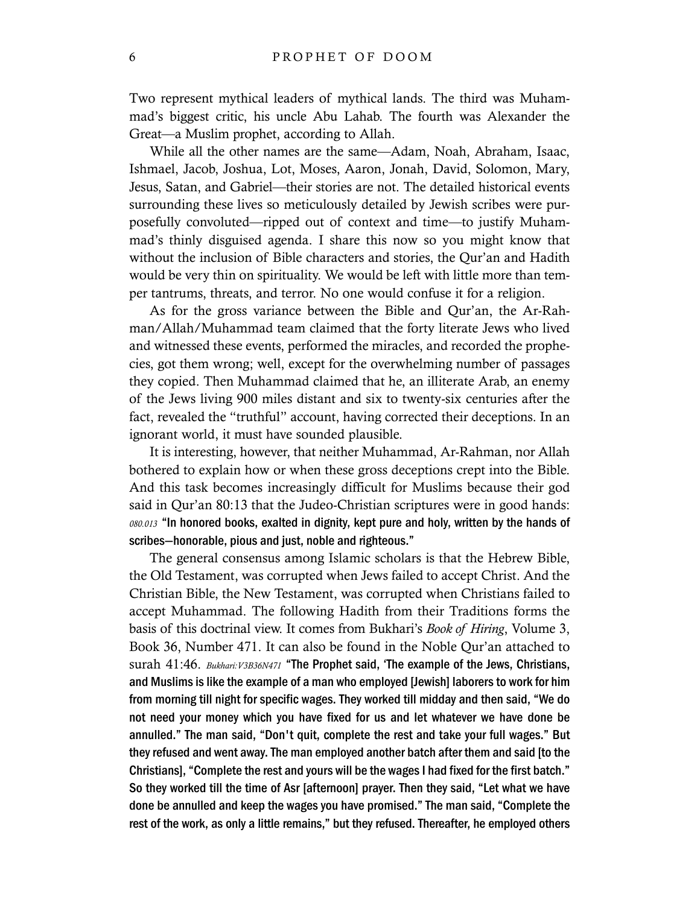Two represent mythical leaders of mythical lands. The third was Muhammad's biggest critic, his uncle Abu Lahab. The fourth was Alexander the Great—a Muslim prophet, according to Allah.

While all the other names are the same—Adam, Noah, Abraham, Isaac, Ishmael, Jacob, Joshua, Lot, Moses, Aaron, Jonah, David, Solomon, Mary, Jesus, Satan, and Gabriel—their stories are not. The detailed historical events surrounding these lives so meticulously detailed by Jewish scribes were purposefully convoluted—ripped out of context and time—to justify Muhammad's thinly disguised agenda. I share this now so you might know that without the inclusion of Bible characters and stories, the Qur'an and Hadith would be very thin on spirituality. We would be left with little more than temper tantrums, threats, and terror. No one would confuse it for a religion.

As for the gross variance between the Bible and Qur'an, the Ar-Rahman/Allah/Muhammad team claimed that the forty literate Jews who lived and witnessed these events, performed the miracles, and recorded the prophecies, got them wrong; well, except for the overwhelming number of passages they copied. Then Muhammad claimed that he, an illiterate Arab, an enemy of the Jews living 900 miles distant and six to twenty-six centuries after the fact, revealed the "truthful" account, having corrected their deceptions. In an ignorant world, it must have sounded plausible.

It is interesting, however, that neither Muhammad, Ar-Rahman, nor Allah bothered to explain how or when these gross deceptions crept into the Bible. And this task becomes increasingly difficult for Muslims because their god said in Qur'an 80:13 that the Judeo-Christian scriptures were in good hands: *080.013* **"In honored books, exalted in dignity, kept pure and holy, written by the hands of scribes—honorable, pious and just, noble and righteous."**

The general consensus among Islamic scholars is that the Hebrew Bible, the Old Testament, was corrupted when Jews failed to accept Christ. And the Christian Bible, the New Testament, was corrupted when Christians failed to accept Muhammad. The following Hadith from their Traditions forms the basis of this doctrinal view. It comes from Bukhari's *Book of Hiring*, Volume 3, Book 36, Number 471. It can also be found in the Noble Qur'an attached to surah 41:46. *Bukhari:V3B36N471* **"The Prophet said, 'The example of the Jews, Christians, and Muslims is like the example of a man who employed [Jewish] laborers to work for him from morning till night for specific wages. They worked till midday and then said, "We do not need your money which you have fixed for us and let whatever we have done be annulled." The man said, "Don't quit, complete the rest and take your full wages." But they refused and went away. The man employed another batch after them and said [to the Christians], "Complete the rest and yours will be the wages I had fixed for the first batch." So they worked till the time of Asr [afternoon] prayer. Then they said, "Let what we have done be annulled and keep the wages you have promised." The man said, "Complete the rest of the work, as only a little remains," but they refused. Thereafter, he employed others**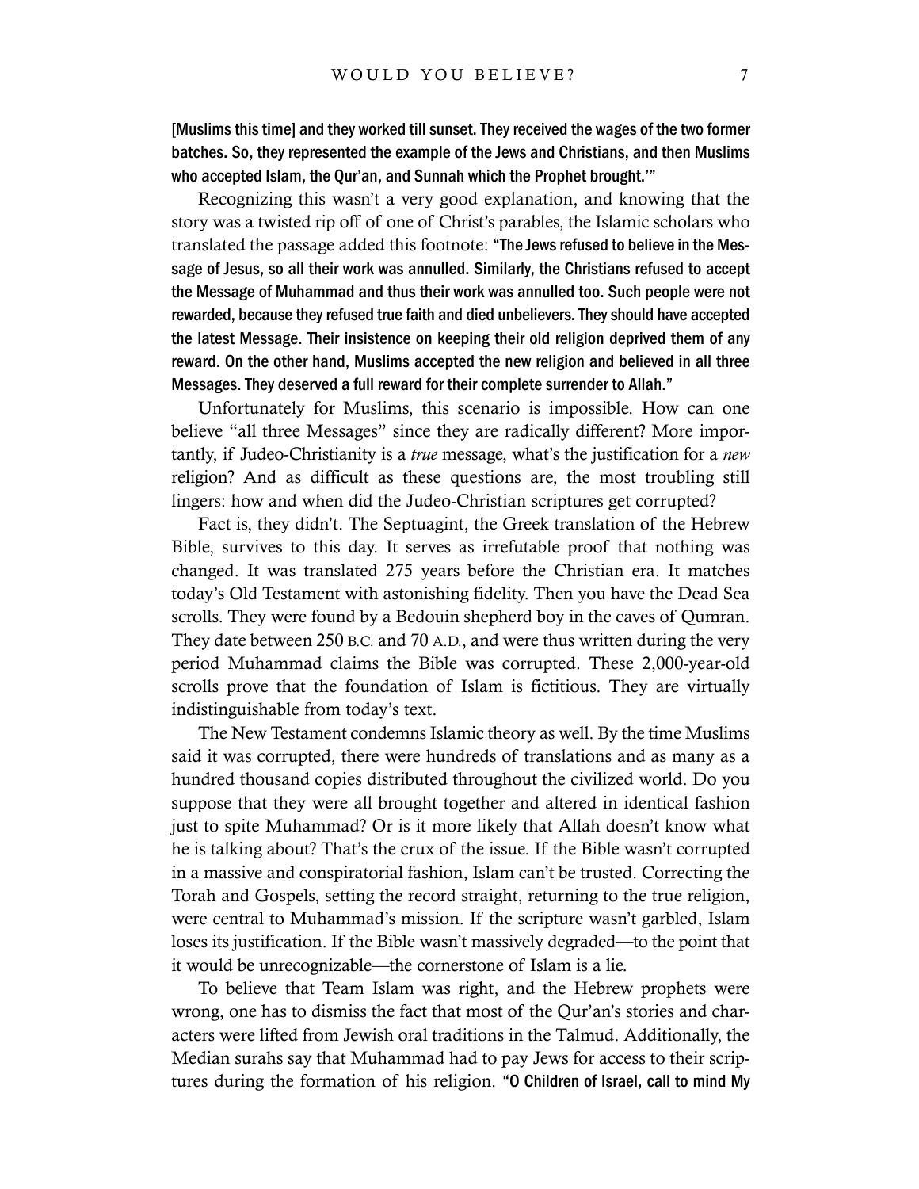**[Muslims this time] and they worked till sunset. They received the wages of the two former batches. So, they represented the example of the Jews and Christians, and then Muslims who accepted Islam, the Qur'an, and Sunnah which the Prophet brought.'"**

Recognizing this wasn't a very good explanation, and knowing that the story was a twisted rip off of one of Christ's parables, the Islamic scholars who translated the passage added this footnote: **"The Jews refused to believe in the Message of Jesus, so all their work was annulled. Similarly, the Christians refused to accept the Message of Muhammad and thus their work was annulled too. Such people were not rewarded, because they refused true faith and died unbelievers. They should have accepted the latest Message. Their insistence on keeping their old religion deprived them of any reward. On the other hand, Muslims accepted the new religion and believed in all three Messages. They deserved a full reward for their complete surrender to Allah."**

Unfortunately for Muslims, this scenario is impossible. How can one believe "all three Messages" since they are radically different? More importantly, if Judeo-Christianity is a *true* message, what's the justification for a *new* religion? And as difficult as these questions are, the most troubling still lingers: how and when did the Judeo-Christian scriptures get corrupted?

Fact is, they didn't. The Septuagint, the Greek translation of the Hebrew Bible, survives to this day. It serves as irrefutable proof that nothing was changed. It was translated 275 years before the Christian era. It matches today's Old Testament with astonishing fidelity. Then you have the Dead Sea scrolls. They were found by a Bedouin shepherd boy in the caves of Qumran. They date between 250 B.C. and 70 A.D., and were thus written during the very period Muhammad claims the Bible was corrupted. These 2,000-year-old scrolls prove that the foundation of Islam is fictitious. They are virtually indistinguishable from today's text.

The New Testament condemns Islamic theory as well. By the time Muslims said it was corrupted, there were hundreds of translations and as many as a hundred thousand copies distributed throughout the civilized world. Do you suppose that they were all brought together and altered in identical fashion just to spite Muhammad? Or is it more likely that Allah doesn't know what he is talking about? That's the crux of the issue. If the Bible wasn't corrupted in a massive and conspiratorial fashion, Islam can't be trusted. Correcting the Torah and Gospels, setting the record straight, returning to the true religion, were central to Muhammad's mission. If the scripture wasn't garbled, Islam loses its justification. If the Bible wasn't massively degraded—to the point that it would be unrecognizable—the cornerstone of Islam is a lie.

To believe that Team Islam was right, and the Hebrew prophets were wrong, one has to dismiss the fact that most of the Qur'an's stories and characters were lifted from Jewish oral traditions in the Talmud. Additionally, the Median surahs say that Muhammad had to pay Jews for access to their scriptures during the formation of his religion. **"O Children of Israel, call to mind My**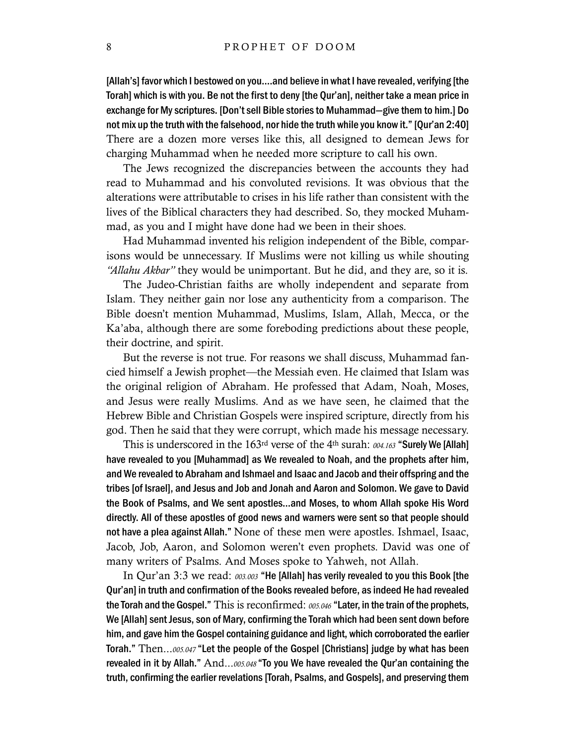**[Allah's] favor which I bestowed on you....and believe in what I have revealed, verifying [the Torah] which is with you. Be not the first to deny [the Qur'an], neither take a mean price in exchange for My scriptures. [Don't sell Bible stories to Muhammad—give them to him.] Do not mix up the truth with the falsehood, nor hide the truth while you know it." [Qur'an 2:40]** There are a dozen more verses like this, all designed to demean Jews for charging Muhammad when he needed more scripture to call his own.

The Jews recognized the discrepancies between the accounts they had read to Muhammad and his convoluted revisions. It was obvious that the alterations were attributable to crises in his life rather than consistent with the lives of the Biblical characters they had described. So, they mocked Muhammad, as you and I might have done had we been in their shoes.

Had Muhammad invented his religion independent of the Bible, comparisons would be unnecessary. If Muslims were not killing us while shouting *"Allahu Akbar"* they would be unimportant. But he did, and they are, so it is.

The Judeo-Christian faiths are wholly independent and separate from Islam. They neither gain nor lose any authenticity from a comparison. The Bible doesn't mention Muhammad, Muslims, Islam, Allah, Mecca, or the Ka'aba, although there are some foreboding predictions about these people, their doctrine, and spirit.

But the reverse is not true. For reasons we shall discuss, Muhammad fancied himself a Jewish prophet—the Messiah even. He claimed that Islam was the original religion of Abraham. He professed that Adam, Noah, Moses, and Jesus were really Muslims. And as we have seen, he claimed that the Hebrew Bible and Christian Gospels were inspired scripture, directly from his god. Then he said that they were corrupt, which made his message necessary.

This is underscored in the 163rd verse of the 4th surah: *004.163* **"Surely We [Allah] have revealed to you [Muhammad] as We revealed to Noah, and the prophets after him, and We revealed to Abraham and Ishmael and Isaac and Jacob and their offspring and the tribes [of Israel], and Jesus and Job and Jonah and Aaron and Solomon. We gave to David the Book of Psalms, and We sent apostles...and Moses, to whom Allah spoke His Word directly. All of these apostles of good news and warners were sent so that people should not have a plea against Allah."** None of these men were apostles. Ishmael, Isaac, Jacob, Job, Aaron, and Solomon weren't even prophets. David was one of many writers of Psalms. And Moses spoke to Yahweh, not Allah.

In Qur'an 3:3 we read: *003.003* **"He [Allah] has verily revealed to you this Book [the Qur'an] in truth and confirmation of the Books revealed before, as indeed He had revealed the Torah and the Gospel."** This is reconfirmed: *005.046* **"Later, in the train of the prophets, We [Allah] sent Jesus, son of Mary, confirming the Torah which had been sent down before him, and gave him the Gospel containing guidance and light, which corroborated the earlier Torah."** Then...*005.047* **"Let the people of the Gospel [Christians] judge by what has been revealed in it by Allah."** And...*005.048* **"To you We have revealed the Qur'an containing the truth, confirming the earlier revelations [Torah, Psalms, and Gospels], and preserving them**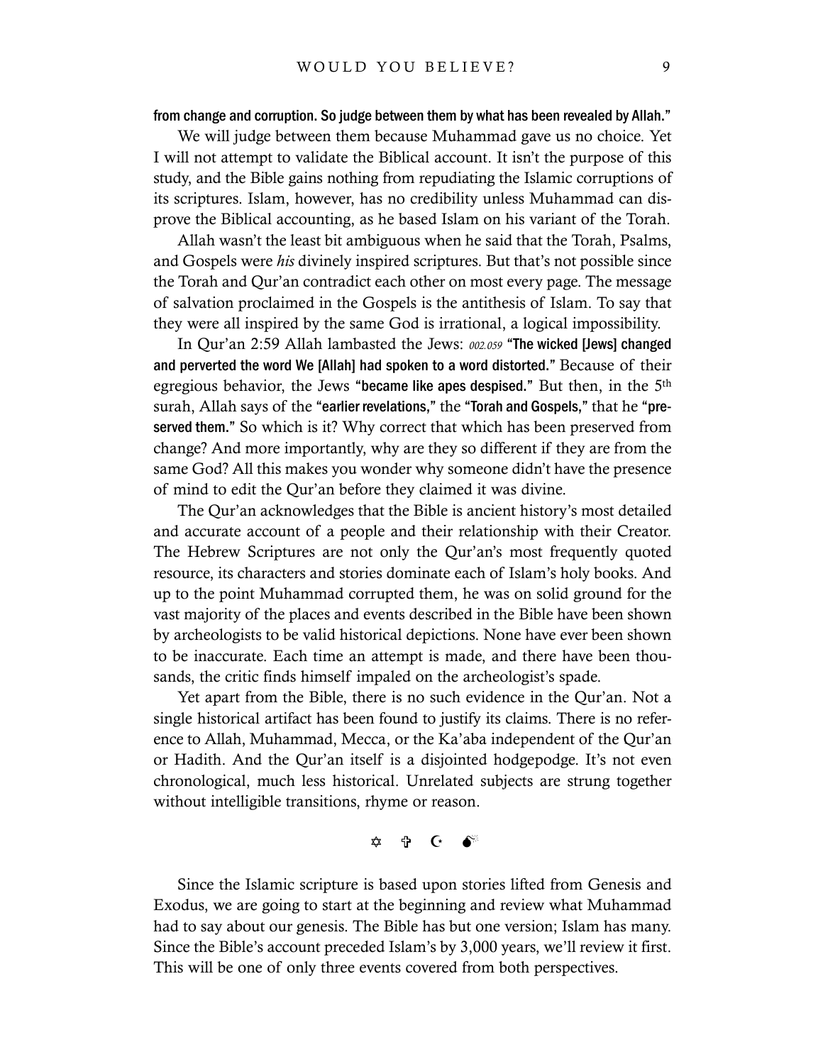from change and corruption. So judge between them by what has been revealed by Allah."

We will judge between them because Muhammad gave us no choice. Yet I will not attempt to validate the Biblical account. It isn't the purpose of this study, and the Bible gains nothing from repudiating the Islamic corruptions of its scriptures. Islam, however, has no credibility unless Muhammad can disprove the Biblical accounting, as he based Islam on his variant of the Torah.

Allah wasn't the least bit ambiguous when he said that the Torah, Psalms, and Gospels were *his* divinely inspired scriptures. But that's not possible since the Torah and Qur'an contradict each other on most every page. The message of salvation proclaimed in the Gospels is the antithesis of Islam. To say that they were all inspired by the same God is irrational, a logical impossibility.

In Qur'an 2:59 Allah lambasted the Jews: *002.059* "The wicked [Jews] changed and perverted the word We [Allah] had spoken to a word distorted." Because of their egregious behavior, the Jews "became like apes despised." But then, in the 5th surah, Allah says of the "earlier revelations," the "Torah and Gospels," that he "preserved them." So which is it? Why correct that which has been preserved from change? And more importantly, why are they so different if they are from the same God? All this makes you wonder why someone didn't have the presence of mind to edit the Qur'an before they claimed it was divine.

The Qur'an acknowledges that the Bible is ancient history's most detailed and accurate account of a people and their relationship with their Creator. The Hebrew Scriptures are not only the Qur'an's most frequently quoted resource, its characters and stories dominate each of Islam's holy books. And up to the point Muhammad corrupted them, he was on solid ground for the vast majority of the places and events described in the Bible have been shown by archeologists to be valid historical depictions. None have ever been shown to be inaccurate. Each time an attempt is made, and there have been thousands, the critic finds himself impaled on the archeologist's spade.

Yet apart from the Bible, there is no such evidence in the Qur'an. Not a single historical artifact has been found to justify its claims. There is no reference to Allah, Muhammad, Mecca, or the Ka'aba independent of the Qur'an or Hadith. And the Qur'an itself is a disjointed hodgepodge. It's not even chronological, much less historical. Unrelated subjects are strung together without intelligible transitions, rhyme or reason.

✡ ✞ ☪ 💣

Since the Islamic scripture is based upon stories lifted from Genesis and Exodus, we are going to start at the beginning and review what Muhammad had to say about our genesis. The Bible has but one version; Islam has many. Since the Bible's account preceded Islam's by 3,000 years, we'll review it first. This will be one of only three events covered from both perspectives.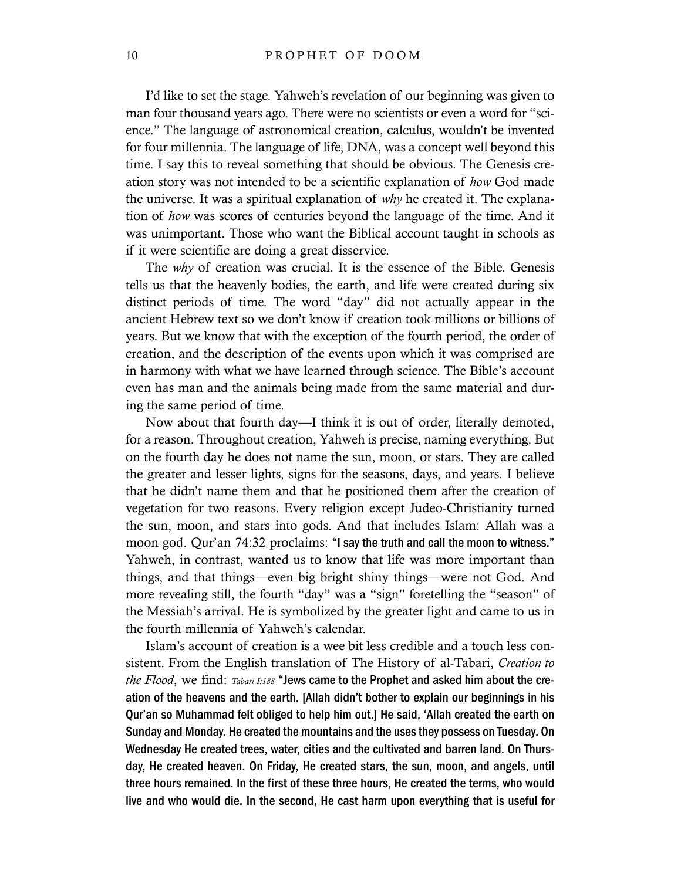I'd like to set the stage. Yahweh's revelation of our beginning was given to man four thousand years ago. There were no scientists or even a word for "science." The language of astronomical creation, calculus, wouldn't be invented for four millennia. The language of life, DNA, was a concept well beyond this time. I say this to reveal something that should be obvious. The Genesis creation story was not intended to be a scientific explanation of *how* God made the universe. It was a spiritual explanation of *why* he created it. The explanation of *how* was scores of centuries beyond the language of the time. And it was unimportant. Those who want the Biblical account taught in schools as if it were scientific are doing a great disservice.

The *why* of creation was crucial. It is the essence of the Bible. Genesis tells us that the heavenly bodies, the earth, and life were created during six distinct periods of time. The word "day" did not actually appear in the ancient Hebrew text so we don't know if creation took millions or billions of years. But we know that with the exception of the fourth period, the order of creation, and the description of the events upon which it was comprised are in harmony with what we have learned through science. The Bible's account even has man and the animals being made from the same material and during the same period of time.

Now about that fourth day—I think it is out of order, literally demoted, for a reason. Throughout creation, Yahweh is precise, naming everything. But on the fourth day he does not name the sun, moon, or stars. They are called the greater and lesser lights, signs for the seasons, days, and years. I believe that he didn't name them and that he positioned them after the creation of vegetation for two reasons. Every religion except Judeo-Christianity turned the sun, moon, and stars into gods. And that includes Islam: Allah was a moon god. Qur'an 74:32 proclaims: **"I say the truth and call the moon to witness."** Yahweh, in contrast, wanted us to know that life was more important than things, and that things—even big bright shiny things—were not God. And more revealing still, the fourth "day" was a "sign" foretelling the "season" of the Messiah's arrival. He is symbolized by the greater light and came to us in the fourth millennia of Yahweh's calendar.

Islam's account of creation is a wee bit less credible and a touch less consistent. From the English translation of The History of al-Tabari, *Creation to the Flood*, we find: *Tabari I:188* **"Jews came to the Prophet and asked him about the creation of the heavens and the earth. [Allah didn't bother to explain our beginnings in his Qur'an so Muhammad felt obliged to help him out.] He said, 'Allah created the earth on Sunday and Monday. He created the mountains and the uses they possess on Tuesday. On Wednesday He created trees, water, cities and the cultivated and barren land. On Thursday, He created heaven. On Friday, He created stars, the sun, moon, and angels, until three hours remained. In the first of these three hours, He created the terms, who would live and who would die. In the second, He cast harm upon everything that is useful for**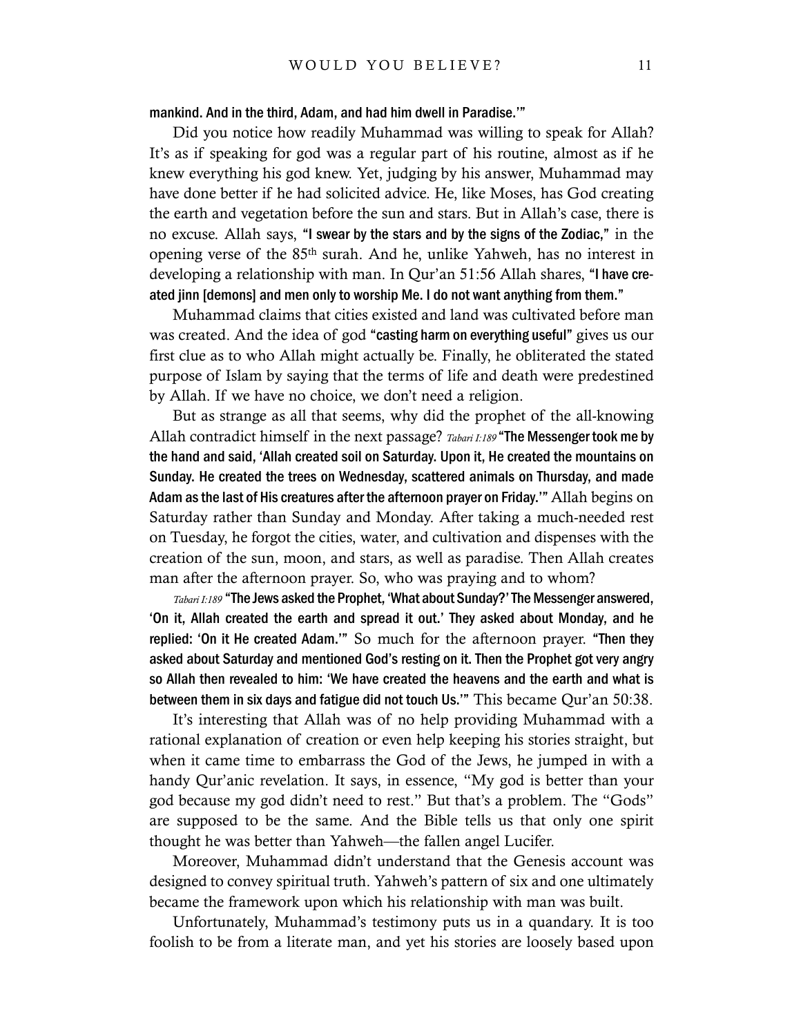**mankind. And in the third, Adam, and had him dwell in Paradise.'"**

Did you notice how readily Muhammad was willing to speak for Allah? It's as if speaking for god was a regular part of his routine, almost as if he knew everything his god knew. Yet, judging by his answer, Muhammad may have done better if he had solicited advice. He, like Moses, has God creating the earth and vegetation before the sun and stars. But in Allah's case, there is no excuse. Allah says, **"I swear by the stars and by the signs of the Zodiac,"** in the opening verse of the 85th surah. And he, unlike Yahweh, has no interest in developing a relationship with man. In Qur'an 51:56 Allah shares, **"I have created jinn [demons] and men only to worship Me. I do not want anything from them."**

Muhammad claims that cities existed and land was cultivated before man was created. And the idea of god **"casting harm on everything useful"** gives us our first clue as to who Allah might actually be. Finally, he obliterated the stated purpose of Islam by saying that the terms of life and death were predestined by Allah. If we have no choice, we don't need a religion.

But as strange as all that seems, why did the prophet of the all-knowing Allah contradict himself in the next passage? *Tabari I:189* **"The Messenger took me by the hand and said, 'Allah created soil on Saturday. Upon it, He created the mountains on Sunday. He created the trees on Wednesday, scattered animals on Thursday, and made Adam as the last of His creatures after the afternoon prayer on Friday.'"** Allah begins on Saturday rather than Sunday and Monday. After taking a much-needed rest on Tuesday, he forgot the cities, water, and cultivation and dispenses with the creation of the sun, moon, and stars, as well as paradise. Then Allah creates man after the afternoon prayer. So, who was praying and to whom?

*Tabari I:189* **"The Jews asked the Prophet, 'What about Sunday?' The Messenger answered, 'On it, Allah created the earth and spread it out.' They asked about Monday, and he replied: 'On it He created Adam.'"** So much for the afternoon prayer. **"Then they asked about Saturday and mentioned God's resting on it. Then the Prophet got very angry so Allah then revealed to him: 'We have created the heavens and the earth and what is between them in six days and fatigue did not touch Us.'"** This became Qur'an 50:38.

It's interesting that Allah was of no help providing Muhammad with a rational explanation of creation or even help keeping his stories straight, but when it came time to embarrass the God of the Jews, he jumped in with a handy Qur'anic revelation. It says, in essence, "My god is better than your god because my god didn't need to rest." But that's a problem. The "Gods" are supposed to be the same. And the Bible tells us that only one spirit thought he was better than Yahweh—the fallen angel Lucifer.

Moreover, Muhammad didn't understand that the Genesis account was designed to convey spiritual truth. Yahweh's pattern of six and one ultimately became the framework upon which his relationship with man was built.

Unfortunately, Muhammad's testimony puts us in a quandary. It is too foolish to be from a literate man, and yet his stories are loosely based upon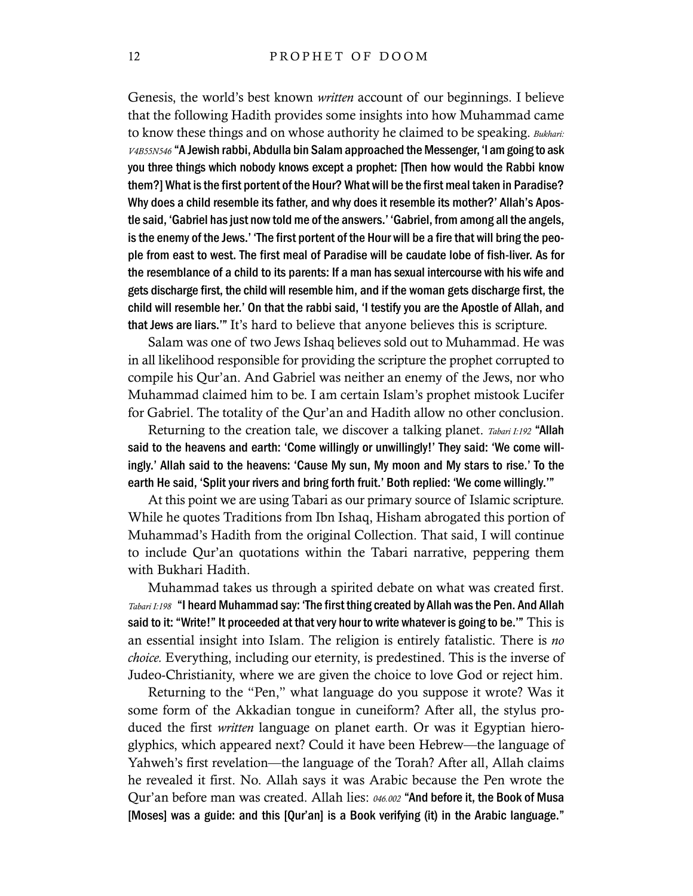Genesis, the world's best known *written* account of our beginnings. I believe that the following Hadith provides some insights into how Muhammad came to know these things and on whose authority he claimed to be speaking. *Bukhari: V4B55N546* **"A Jewish rabbi, Abdulla bin Salam approached the Messenger, 'I am going to ask you three things which nobody knows except a prophet: [Then how would the Rabbi know them?] What is the first portent of the Hour? What will be the first meal taken in Paradise? Why does a child resemble its father, and why does it resemble its mother?' Allah's Apostle said, 'Gabriel has just now told me of the answers.' 'Gabriel, from among all the angels, is the enemy of the Jews.' 'The first portent of the Hour will be a fire that will bring the people from east to west. The first meal of Paradise will be caudate lobe of fish-liver. As for the resemblance of a child to its parents: If a man has sexual intercourse with his wife and gets discharge first, the child will resemble him, and if the woman gets discharge first, the child will resemble her.' On that the rabbi said, 'I testify you are the Apostle of Allah, and that Jews are liars.'"** It's hard to believe that anyone believes this is scripture.

Salam was one of two Jews Ishaq believes sold out to Muhammad. He was in all likelihood responsible for providing the scripture the prophet corrupted to compile his Qur'an. And Gabriel was neither an enemy of the Jews, nor who Muhammad claimed him to be. I am certain Islam's prophet mistook Lucifer for Gabriel. The totality of the Qur'an and Hadith allow no other conclusion.

Returning to the creation tale, we discover a talking planet. *Tabari I:192* **"Allah said to the heavens and earth: 'Come willingly or unwillingly!' They said: 'We come willingly.' Allah said to the heavens: 'Cause My sun, My moon and My stars to rise.' To the earth He said, 'Split your rivers and bring forth fruit.' Both replied: 'We come willingly.'"**

At this point we are using Tabari as our primary source of Islamic scripture. While he quotes Traditions from Ibn Ishaq, Hisham abrogated this portion of Muhammad's Hadith from the original Collection. That said, I will continue to include Qur'an quotations within the Tabari narrative, peppering them with Bukhari Hadith.

Muhammad takes us through a spirited debate on what was created first. *Tabari I:198* **"I heard Muhammad say: 'The first thing created by Allah was the Pen. And Allah said to it: "Write!" It proceeded at that very hour to write whatever is going to be.'"** This is an essential insight into Islam. The religion is entirely fatalistic. There is *no choice.* Everything, including our eternity, is predestined. This is the inverse of Judeo-Christianity, where we are given the choice to love God or reject him.

Returning to the "Pen," what language do you suppose it wrote? Was it some form of the Akkadian tongue in cuneiform? After all, the stylus produced the first *written* language on planet earth. Or was it Egyptian hieroglyphics, which appeared next? Could it have been Hebrew—the language of Yahweh's first revelation—the language of the Torah? After all, Allah claims he revealed it first. No. Allah says it was Arabic because the Pen wrote the Qur'an before man was created. Allah lies: *046.002* **"And before it, the Book of Musa [Moses] was a guide: and this [Qur'an] is a Book verifying (it) in the Arabic language."**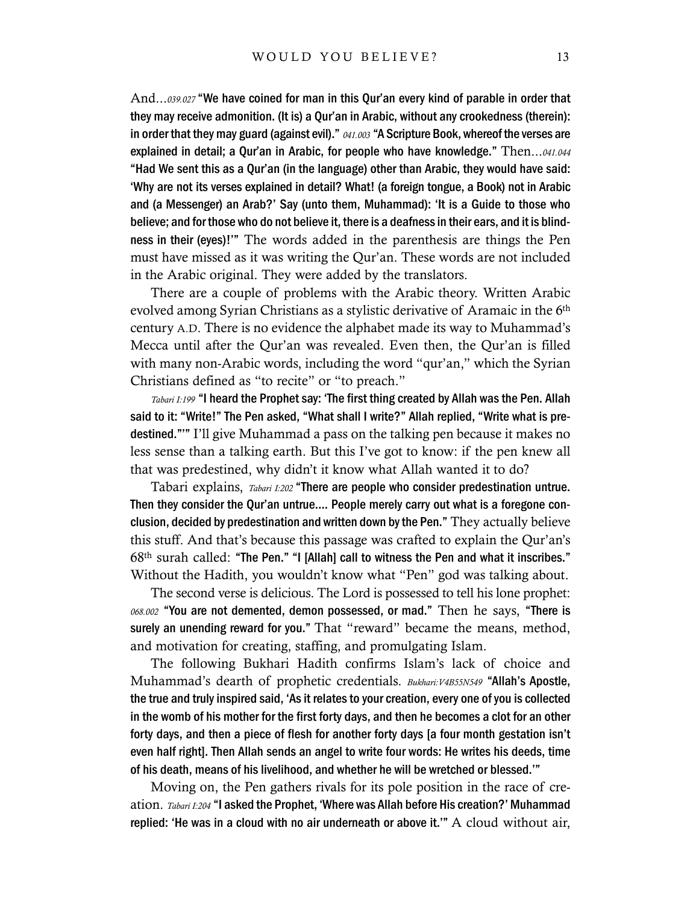And…*039.027* **"We have coined for man in this Qur'an every kind of parable in order that they may receive admonition. (It is) a Qur'an in Arabic, without any crookedness (therein): in order that they may guard (against evil)."** *041.003* **"A Scripture Book, whereof the verses are explained in detail; a Qur'an in Arabic, for people who have knowledge."** Then…*041.044* **"Had We sent this as a Qur'an (in the language) other than Arabic, they would have said: 'Why are not its verses explained in detail? What! (a foreign tongue, a Book) not in Arabic and (a Messenger) an Arab?' Say (unto them, Muhammad): 'It is a Guide to those who believe; and for those who do not believe it, there is a deafness in their ears, and it is blindness in their (eyes)!'"** The words added in the parenthesis are things the Pen must have missed as it was writing the Qur'an. These words are not included in the Arabic original. They were added by the translators.

There are a couple of problems with the Arabic theory. Written Arabic evolved among Syrian Christians as a stylistic derivative of Aramaic in the 6th century A.D. There is no evidence the alphabet made its way to Muhammad's Mecca until after the Qur'an was revealed. Even then, the Qur'an is filled with many non-Arabic words, including the word "qur'an," which the Syrian Christians defined as "to recite" or "to preach."

*Tabari I:199* **"I heard the Prophet say: 'The first thing created by Allah was the Pen. Allah said to it: "Write!" The Pen asked, "What shall I write?" Allah replied, "Write what is predestined."'"** I'll give Muhammad a pass on the talking pen because it makes no less sense than a talking earth. But this I've got to know: if the pen knew all that was predestined, why didn't it know what Allah wanted it to do?

Tabari explains, *Tabari I:202* **"There are people who consider predestination untrue. Then they consider the Qur'an untrue…. People merely carry out what is a foregone conclusion, decided by predestination and written down by the Pen."** They actually believe this stuff. And that's because this passage was crafted to explain the Qur'an's 68th surah called: **"The Pen." "I [Allah] call to witness the Pen and what it inscribes."** Without the Hadith, you wouldn't know what "Pen" god was talking about.

The second verse is delicious. The Lord is possessed to tell his lone prophet: *068.002* **"You are not demented, demon possessed, or mad."** Then he says, **"There is surely an unending reward for you."** That "reward" became the means, method, and motivation for creating, staffing, and promulgating Islam.

The following Bukhari Hadith confirms Islam's lack of choice and Muhammad's dearth of prophetic credentials. *Bukhari:V4B55N549* **"Allah's Apostle, the true and truly inspired said, 'As it relates to your creation, every one of you is collected in the womb of his mother for the first forty days, and then he becomes a clot for an other forty days, and then a piece of flesh for another forty days [a four month gestation isn't even half right]. Then Allah sends an angel to write four words: He writes his deeds, time of his death, means of his livelihood, and whether he will be wretched or blessed.'"**

Moving on, the Pen gathers rivals for its pole position in the race of creation. *Tabari I:204* **"I asked the Prophet, 'Where was Allah before His creation?' Muhammad replied: 'He was in a cloud with no air underneath or above it.'"** A cloud without air,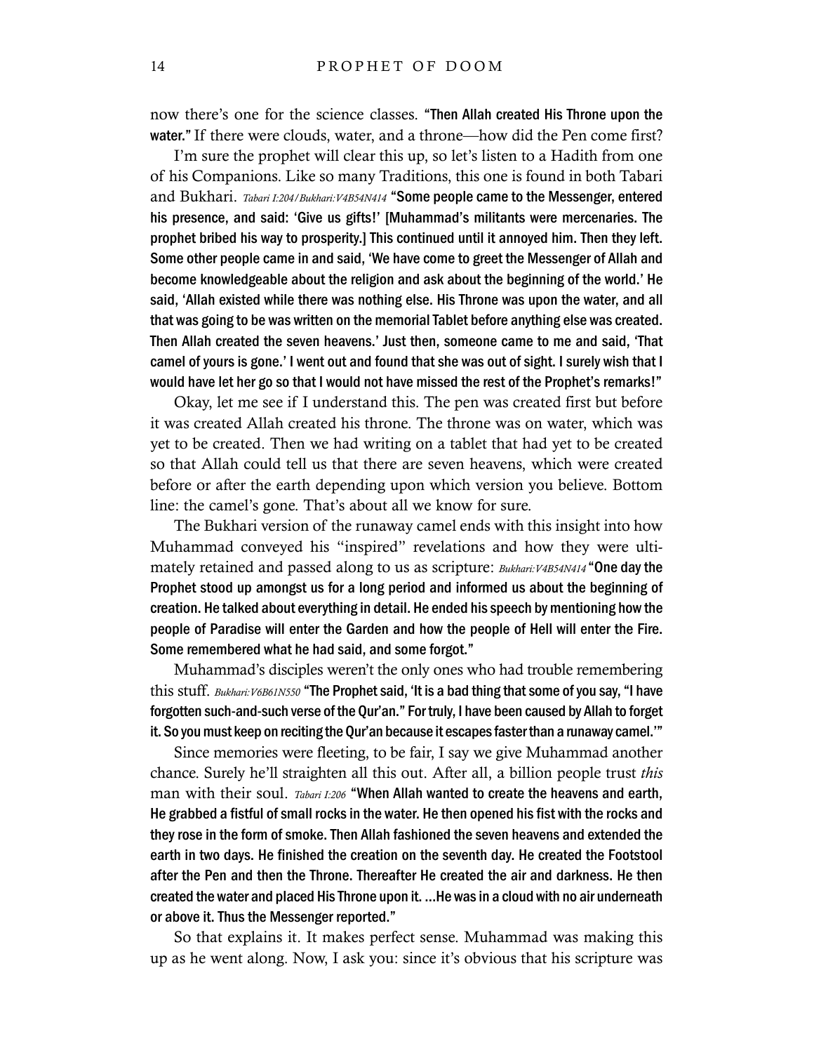now there's one for the science classes. **"Then Allah created His Throne upon the water."** If there were clouds, water, and a throne—how did the Pen come first?

I'm sure the prophet will clear this up, so let's listen to a Hadith from one of his Companions. Like so many Traditions, this one is found in both Tabari and Bukhari. *Tabari I:204/Bukhari:V4B54N414* **"Some people came to the Messenger, entered his presence, and said: 'Give us gifts!' [Muhammad's militants were mercenaries. The prophet bribed his way to prosperity.] This continued until it annoyed him. Then they left. Some other people came in and said, 'We have come to greet the Messenger of Allah and become knowledgeable about the religion and ask about the beginning of the world.' He said, 'Allah existed while there was nothing else. His Throne was upon the water, and all that was going to be was written on the memorial Tablet before anything else was created. Then Allah created the seven heavens.' Just then, someone came to me and said, 'That camel of yours is gone.' I went out and found that she was out of sight. I surely wish that I would have let her go so that I would not have missed the rest of the Prophet's remarks!"**

Okay, let me see if I understand this. The pen was created first but before it was created Allah created his throne. The throne was on water, which was yet to be created. Then we had writing on a tablet that had yet to be created so that Allah could tell us that there are seven heavens, which were created before or after the earth depending upon which version you believe. Bottom line: the camel's gone. That's about all we know for sure.

The Bukhari version of the runaway camel ends with this insight into how Muhammad conveyed his "inspired" revelations and how they were ultimately retained and passed along to us as scripture: *Bukhari:V4B54N414* **"One day the Prophet stood up amongst us for a long period and informed us about the beginning of creation. He talked about everything in detail. He ended his speech by mentioning how the people of Paradise will enter the Garden and how the people of Hell will enter the Fire. Some remembered what he had said, and some forgot."**

Muhammad's disciples weren't the only ones who had trouble remembering this stuff. *Bukhari:V6B61N550* **"The Prophet said, 'It is a bad thing that some of you say, "I have forgotten such-and-such verse of the Qur'an." For truly, I have been caused by Allah to forget it. So you must keep on reciting the Qur'an because it escapes faster than a runaway camel.'"**

Since memories were fleeting, to be fair, I say we give Muhammad another chance. Surely he'll straighten all this out. After all, a billion people trust *this* man with their soul. *Tabari I:206* **"When Allah wanted to create the heavens and earth, He grabbed a fistful of small rocks in the water. He then opened his fist with the rocks and they rose in the form of smoke. Then Allah fashioned the seven heavens and extended the earth in two days. He finished the creation on the seventh day. He created the Footstool after the Pen and then the Throne. Thereafter He created the air and darkness. He then created the water and placed His Throne upon it. ...He was in a cloud with no air underneath or above it. Thus the Messenger reported."**

So that explains it. It makes perfect sense. Muhammad was making this up as he went along. Now, I ask you: since it's obvious that his scripture was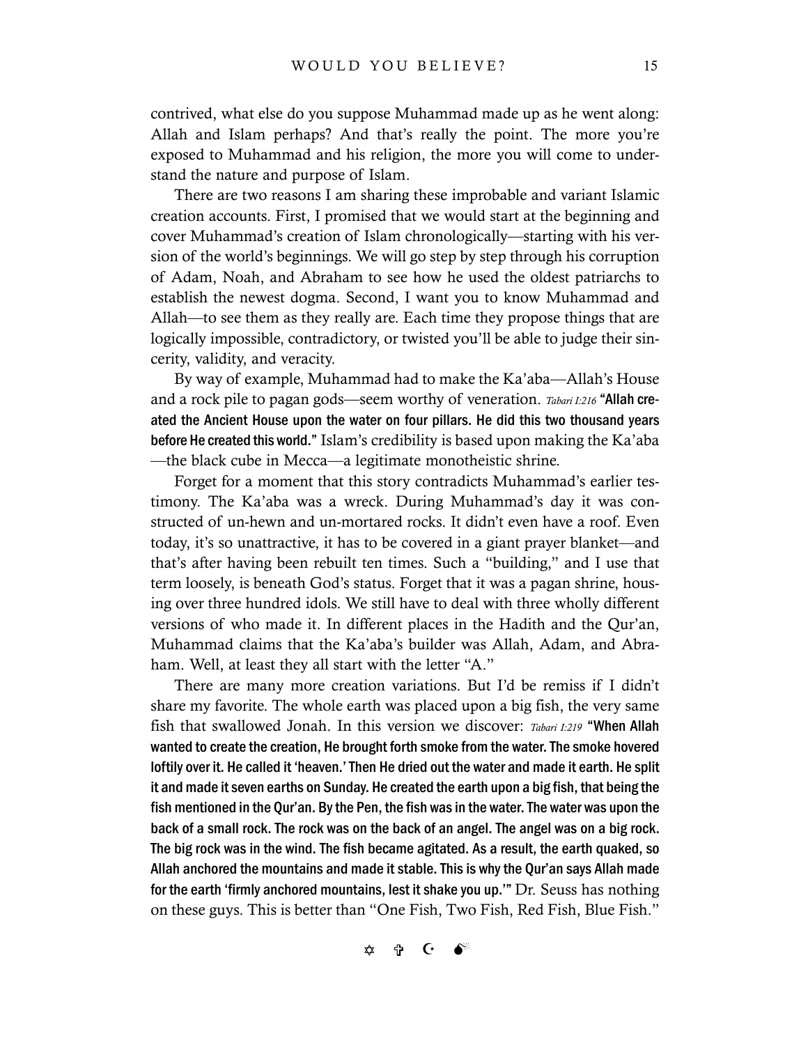contrived, what else do you suppose Muhammad made up as he went along: Allah and Islam perhaps? And that's really the point. The more you're exposed to Muhammad and his religion, the more you will come to understand the nature and purpose of Islam.

There are two reasons I am sharing these improbable and variant Islamic creation accounts. First, I promised that we would start at the beginning and cover Muhammad's creation of Islam chronologically—starting with his version of the world's beginnings. We will go step by step through his corruption of Adam, Noah, and Abraham to see how he used the oldest patriarchs to establish the newest dogma. Second, I want you to know Muhammad and Allah—to see them as they really are. Each time they propose things that are logically impossible, contradictory, or twisted you'll be able to judge their sincerity, validity, and veracity.

By way of example, Muhammad had to make the Ka'aba—Allah's House and a rock pile to pagan gods—seem worthy of veneration. *Tabari I:216* **"Allah created the Ancient House upon the water on four pillars. He did this two thousand years before He created this world."** Islam's credibility is based upon making the Ka'aba—the black cube in Mecca—a legitimate monotheistic shrine.

Forget for a moment that this story contradicts Muhammad's earlier testimony. The Ka'aba was a wreck. During Muhammad's day it was constructed of un-hewn and un-mortared rocks. It didn't even have a roof. Even today, it's so unattractive, it has to be covered in a giant prayer blanket—and that's after having been rebuilt ten times. Such a "building," and I use that term loosely, is beneath God's status. Forget that it was a pagan shrine, housing over three hundred idols. We still have to deal with three wholly different versions of who made it. In different places in the Hadith and the Qur'an, Muhammad claims that the Ka'aba's builder was Allah, Adam, and Abraham. Well, at least they all start with the letter "A."

There are many more creation variations. But I'd be remiss if I didn't share my favorite. The whole earth was placed upon a big fish, the very same fish that swallowed Jonah. In this version we discover: *Tabari I:219* **"When Allah wanted to create the creation, He brought forth smoke from the water. The smoke hovered loftily over it. He called it 'heaven.' Then He dried out the water and made it earth. He split it and made it seven earths on Sunday. He created the earth upon a big fish, that being the fish mentioned in the Qur'an. By the Pen, the fish was in the water. The water was upon the back of a small rock. The rock was on the back of an angel. The angel was on a big rock. The big rock was in the wind. The fish became agitated. As a result, the earth quaked, so Allah anchored the mountains and made it stable. This is why the Qur'an says Allah made for the earth 'firmly anchored mountains, lest it shake you up.'"** Dr. Seuss has nothing on these guys. This is better than "One Fish, Two Fish, Red Fish, Blue Fish."

✡ ✞ ☪ 💣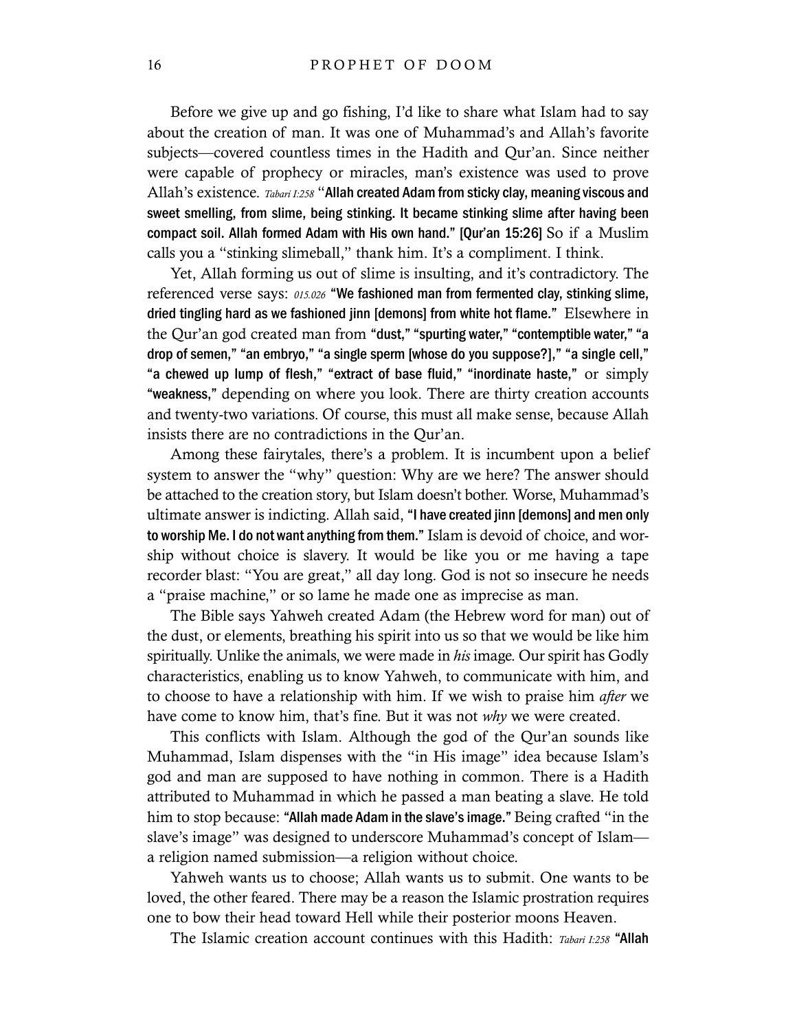Before we give up and go fishing, I'd like to share what Islam had to say about the creation of man. It was one of Muhammad's and Allah's favorite subjects—covered countless times in the Hadith and Qur'an. Since neither were capable of prophecy or miracles, man's existence was used to prove Allah's existence. *Tabari I:258* "**Allah created Adam from sticky clay, meaning viscous and sweet smelling, from slime, being stinking. It became stinking slime after having been compact soil. Allah formed Adam with His own hand." [Qur'an 15:26]** So if a Muslim calls you a "stinking slimeball," thank him. It's a compliment. I think.

Yet, Allah forming us out of slime is insulting, and it's contradictory. The referenced verse says: *015.026* **"We fashioned man from fermented clay, stinking slime, dried tingling hard as we fashioned jinn [demons] from white hot flame."** Elsewhere in the Qur'an god created man from **"dust," "spurting water," "contemptible water," "a drop of semen," "an embryo," "a single sperm [whose do you suppose?]," "a single cell," "a chewed up lump of flesh," "extract of base fluid," "inordinate haste,"** or simply **"weakness,"** depending on where you look. There are thirty creation accounts and twenty-two variations. Of course, this must all make sense, because Allah insists there are no contradictions in the Qur'an.

Among these fairytales, there's a problem. It is incumbent upon a belief system to answer the "why" question: Why are we here? The answer should be attached to the creation story, but Islam doesn't bother. Worse, Muhammad's ultimate answer is indicting. Allah said, **"I have created jinn [demons] and men only to worship Me. I do not want anything from them."** Islam is devoid of choice, and worship without choice is slavery. It would be like you or me having a tape recorder blast: "You are great," all day long. God is not so insecure he needs a "praise machine," or so lame he made one as imprecise as man.

The Bible says Yahweh created Adam (the Hebrew word for man) out of the dust, or elements, breathing his spirit into us so that we would be like him spiritually. Unlike the animals, we were made in *his* image. Our spirit has Godly characteristics, enabling us to know Yahweh, to communicate with him, and to choose to have a relationship with him. If we wish to praise him *after* we have come to know him, that's fine. But it was not *why* we were created.

This conflicts with Islam. Although the god of the Qur'an sounds like Muhammad, Islam dispenses with the "in His image" idea because Islam's god and man are supposed to have nothing in common. There is a Hadith attributed to Muhammad in which he passed a man beating a slave. He told him to stop because: **"Allah made Adam in the slave's image."** Being crafted "in the slave's image" was designed to underscore Muhammad's concept of Islam—a religion named submission—a religion without choice.

Yahweh wants us to choose; Allah wants us to submit. One wants to be loved, the other feared. There may be a reason the Islamic prostration requires one to bow their head toward Hell while their posterior moons Heaven.

The Islamic creation account continues with this Hadith: *Tabari I:258* **"Allah**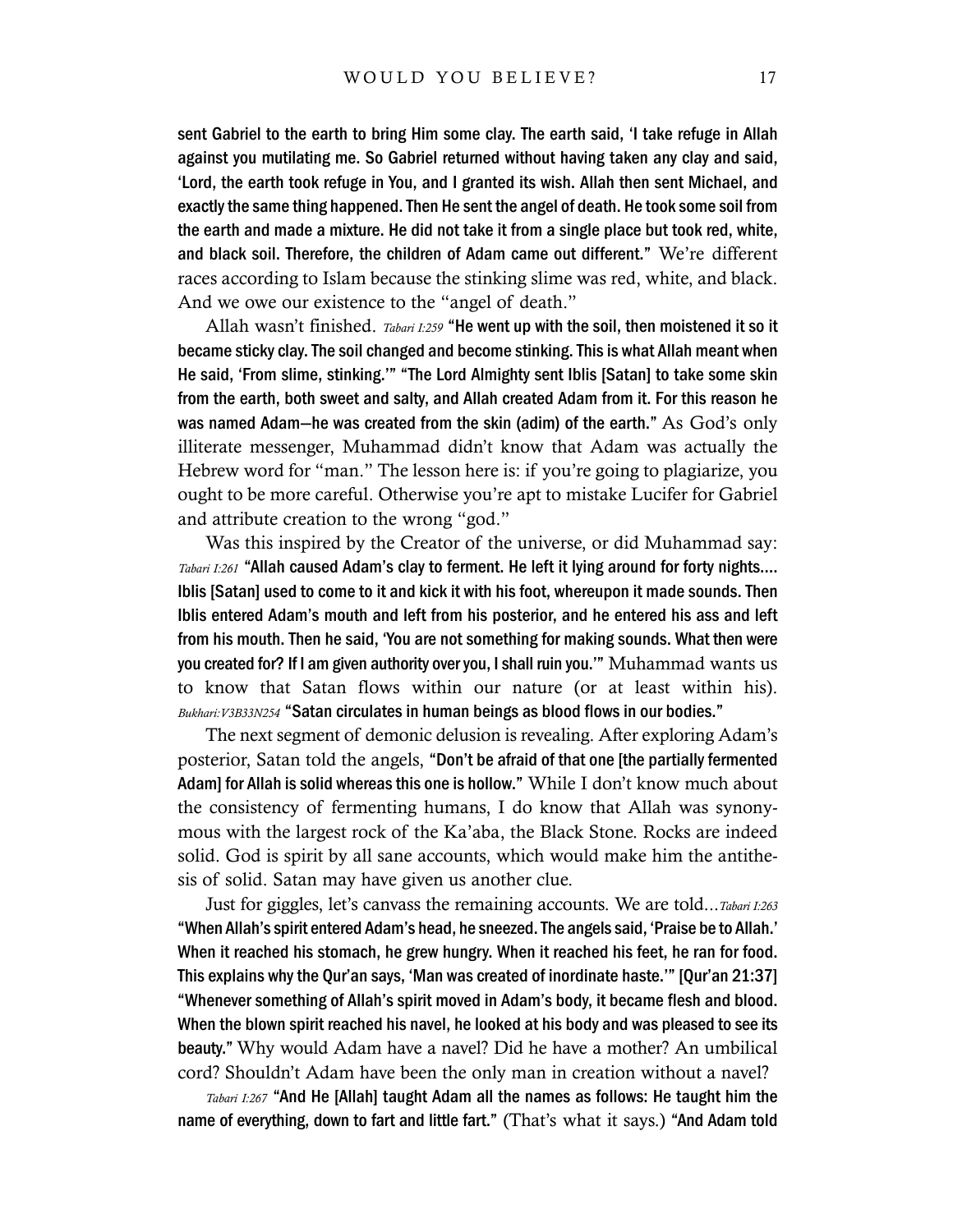sent Gabriel to the earth to bring Him some clay. The earth said, 'I take refuge in Allah against you mutilating me. So Gabriel returned without having taken any clay and said, 'Lord, the earth took refuge in You, and I granted its wish. Allah then sent Michael, and exactly the same thing happened. Then He sent the angel of death. He took some soil from the earth and made a mixture. He did not take it from a single place but took red, white, and black soil. Therefore, the children of Adam came out different." We're different races according to Islam because the stinking slime was red, white, and black. And we owe our existence to the "angel of death."

Allah wasn't finished. *Tabari I:259* "He went up with the soil, then moistened it so it became sticky clay. The soil changed and become stinking. This is what Allah meant when He said, 'From slime, stinking.'" "The Lord Almighty sent Iblis [Satan] to take some skin from the earth, both sweet and salty, and Allah created Adam from it. For this reason he was named Adam—he was created from the skin (adim) of the earth." As God's only illiterate messenger, Muhammad didn't know that Adam was actually the Hebrew word for "man." The lesson here is: if you're going to plagiarize, you ought to be more careful. Otherwise you're apt to mistake Lucifer for Gabriel and attribute creation to the wrong "god."

Was this inspired by the Creator of the universe, or did Muhammad say: *Tabari I:261* "Allah caused Adam's clay to ferment. He left it lying around for forty nights.... Iblis [Satan] used to come to it and kick it with his foot, whereupon it made sounds. Then Iblis entered Adam's mouth and left from his posterior, and he entered his ass and left from his mouth. Then he said, 'You are not something for making sounds. What then were you created for? If I am given authority over you, I shall ruin you.'" Muhammad wants us to know that Satan flows within our nature (or at least within his). *Bukhari:V3B33N254* "Satan circulates in human beings as blood flows in our bodies."

The next segment of demonic delusion is revealing. After exploring Adam's posterior, Satan told the angels, "Don't be afraid of that one [the partially fermented Adam] for Allah is solid whereas this one is hollow." While I don't know much about the consistency of fermenting humans, I do know that Allah was synonymous with the largest rock of the Ka'aba, the Black Stone. Rocks are indeed solid. God is spirit by all sane accounts, which would make him the antithesis of solid. Satan may have given us another clue.

Just for giggles, let's canvass the remaining accounts. We are told... *Tabari I:263* "When Allah's spirit entered Adam's head, he sneezed. The angels said, 'Praise be to Allah.' When it reached his stomach, he grew hungry. When it reached his feet, he ran for food. This explains why the Qur'an says, 'Man was created of inordinate haste.'" [Qur'an 21:37] "Whenever something of Allah's spirit moved in Adam's body, it became flesh and blood. When the blown spirit reached his navel, he looked at his body and was pleased to see its beauty." Why would Adam have a navel? Did he have a mother? An umbilical cord? Shouldn't Adam have been the only man in creation without a navel?

*Tabari I:267* "And He [Allah] taught Adam all the names as follows: He taught him the name of everything, down to fart and little fart." (That's what it says.) "And Adam told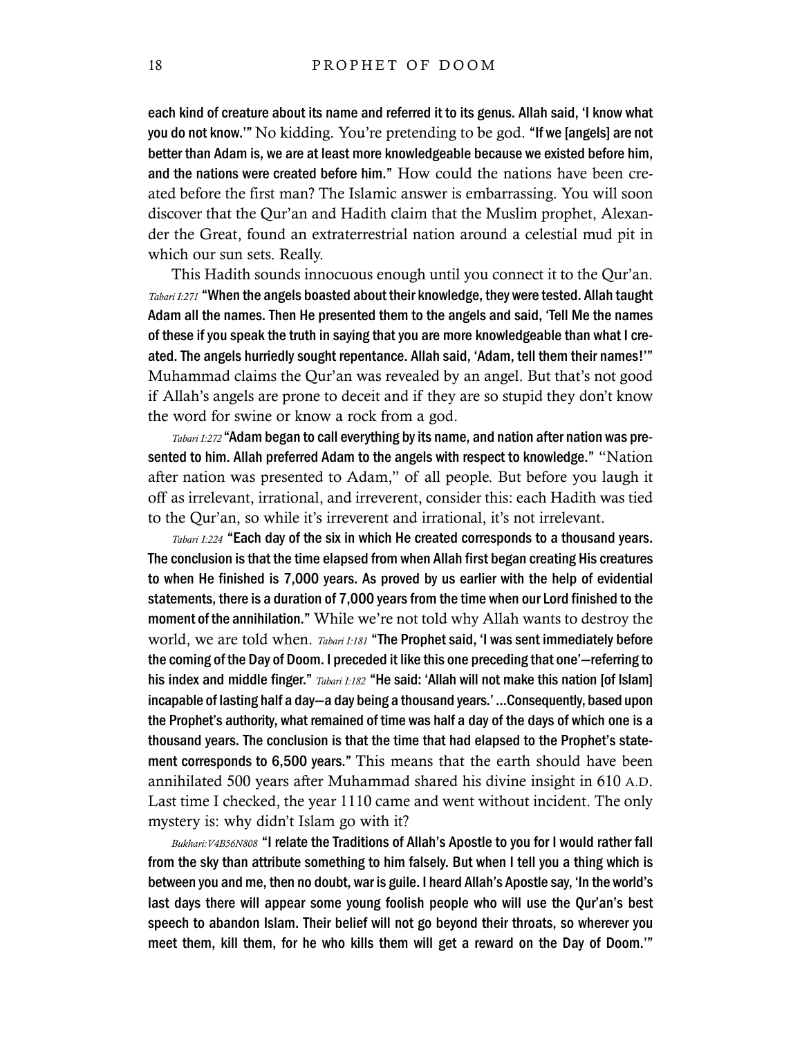**each kind of creature about its name and referred it to its genus. Allah said, 'I know what you do not know.'"** No kidding. You're pretending to be god. **"If we [angels] are not better than Adam is, we are at least more knowledgeable because we existed before him, and the nations were created before him."** How could the nations have been created before the first man? The Islamic answer is embarrassing. You will soon discover that the Qur'an and Hadith claim that the Muslim prophet, Alexander the Great, found an extraterrestrial nation around a celestial mud pit in which our sun sets. Really.

This Hadith sounds innocuous enough until you connect it to the Qur'an. *Tabari I:271* **"When the angels boasted about their knowledge, they were tested. Allah taught Adam all the names. Then He presented them to the angels and said, 'Tell Me the names of these if you speak the truth in saying that you are more knowledgeable than what I created. The angels hurriedly sought repentance. Allah said, 'Adam, tell them their names!'"** Muhammad claims the Qur'an was revealed by an angel. But that's not good if Allah's angels are prone to deceit and if they are so stupid they don't know the word for swine or know a rock from a god.

*Tabari I:272* **"Adam began to call everything by its name, and nation after nation was presented to him. Allah preferred Adam to the angels with respect to knowledge."** "Nation after nation was presented to Adam," of all people. But before you laugh it off as irrelevant, irrational, and irreverent, consider this: each Hadith was tied to the Qur'an, so while it's irreverent and irrational, it's not irrelevant.

*Tabari I:224* **"Each day of the six in which He created corresponds to a thousand years. The conclusion is that the time elapsed from when Allah first began creating His creatures to when He finished is 7,000 years. As proved by us earlier with the help of evidential statements, there is a duration of 7,000 years from the time when our Lord finished to the moment of the annihilation."** While we're not told why Allah wants to destroy the world, we are told when. *Tabari I:181* **"The Prophet said, 'I was sent immediately before the coming of the Day of Doom. I preceded it like this one preceding that one'—referring to his index and middle finger."** *Tabari I:182* **"He said: 'Allah will not make this nation [of Islam] incapable of lasting half a day—a day being a thousand years.' ...Consequently, based upon the Prophet's authority, what remained of time was half a day of the days of which one is a thousand years. The conclusion is that the time that had elapsed to the Prophet's statement corresponds to 6,500 years."** This means that the earth should have been annihilated 500 years after Muhammad shared his divine insight in 610 A.D. Last time I checked, the year 1110 came and went without incident. The only mystery is: why didn't Islam go with it?

*Bukhari:V4B56N808* **"I relate the Traditions of Allah's Apostle to you for I would rather fall from the sky than attribute something to him falsely. But when I tell you a thing which is between you and me, then no doubt, war is guile. I heard Allah's Apostle say, 'In the world's last days there will appear some young foolish people who will use the Qur'an's best speech to abandon Islam. Their belief will not go beyond their throats, so wherever you meet them, kill them, for he who kills them will get a reward on the Day of Doom.'"**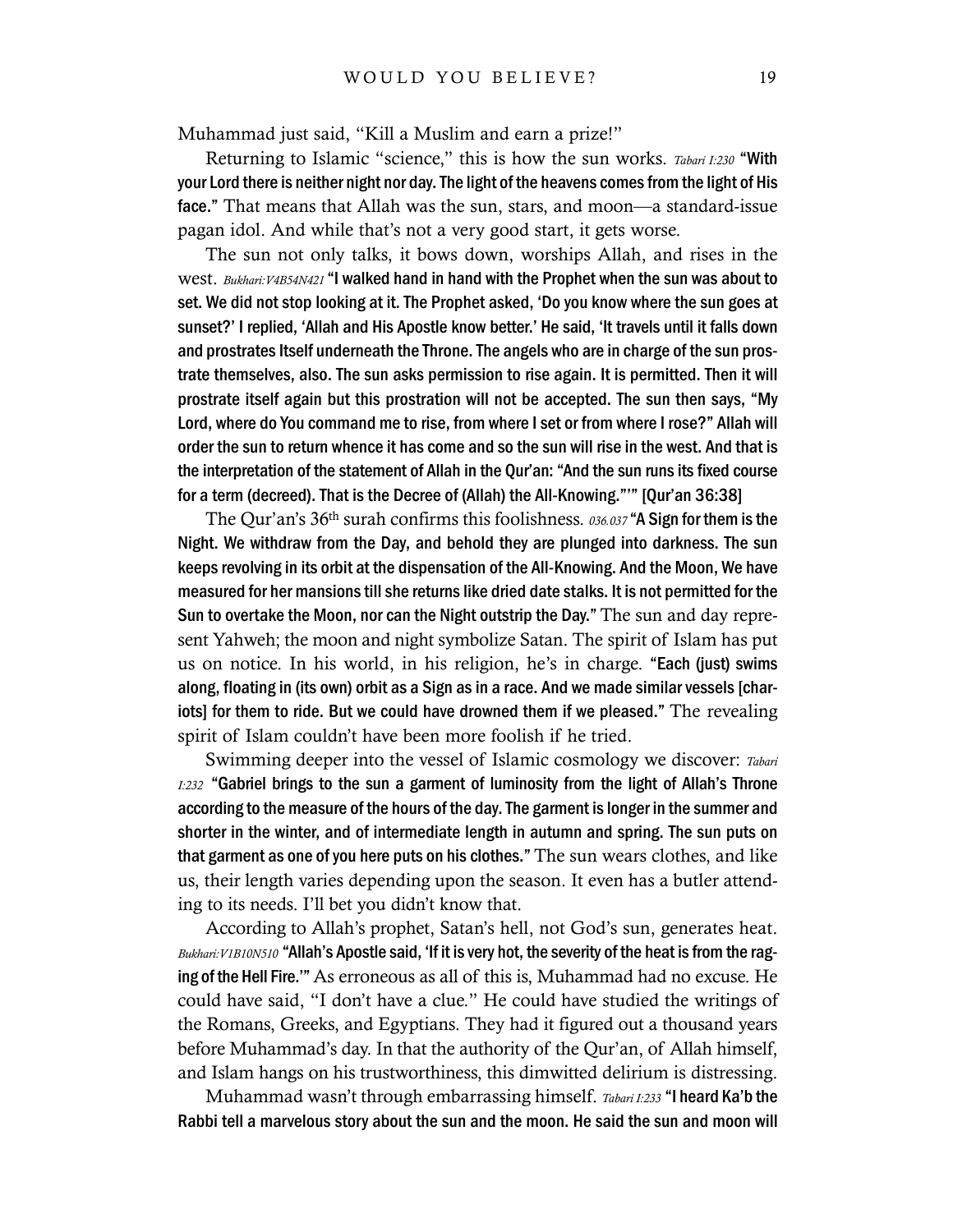Muhammad just said, "Kill a Muslim and earn a prize!"

Returning to Islamic "science," this is how the sun works. *Tabari I:230* **"With your Lord there is neither night nor day. The light of the heavens comes from the light of His face."** That means that Allah was the sun, stars, and moon—a standard-issue pagan idol. And while that's not a very good start, it gets worse.

The sun not only talks, it bows down, worships Allah, and rises in the west. *Bukhari:V4B54N421* **"I walked hand in hand with the Prophet when the sun was about to set. We did not stop looking at it. The Prophet asked, 'Do you know where the sun goes at sunset?' I replied, 'Allah and His Apostle know better.' He said, 'It travels until it falls down and prostrates Itself underneath the Throne. The angels who are in charge of the sun prostrate themselves, also. The sun asks permission to rise again. It is permitted. Then it will prostrate itself again but this prostration will not be accepted. The sun then says, "My Lord, where do You command me to rise, from where I set or from where I rose?" Allah will order the sun to return whence it has come and so the sun will rise in the west. And that is the interpretation of the statement of Allah in the Qur'an: "And the sun runs its fixed course for a term (decreed). That is the Decree of (Allah) the All-Knowing."'" [Qur'an 36:38]**

The Qur'an's 36th surah confirms this foolishness. *036.037* **"A Sign for them is the Night. We withdraw from the Day, and behold they are plunged into darkness. The sun keeps revolving in its orbit at the dispensation of the All-Knowing. And the Moon, We have measured for her mansions till she returns like dried date stalks. It is not permitted for the Sun to overtake the Moon, nor can the Night outstrip the Day."** The sun and day represent Yahweh; the moon and night symbolize Satan. The spirit of Islam has put us on notice. In his world, in his religion, he's in charge. **"Each (just) swims along, floating in (its own) orbit as a Sign as in a race. And we made similar vessels [chariots] for them to ride. But we could have drowned them if we pleased."** The revealing spirit of Islam couldn't have been more foolish if he tried.

Swimming deeper into the vessel of Islamic cosmology we discover: *Tabari I:232* **"Gabriel brings to the sun a garment of luminosity from the light of Allah's Throne according to the measure of the hours of the day. The garment is longer in the summer and shorter in the winter, and of intermediate length in autumn and spring. The sun puts on that garment as one of you here puts on his clothes."** The sun wears clothes, and like us, their length varies depending upon the season. It even has a butler attending to its needs. I'll bet you didn't know that.

According to Allah's prophet, Satan's hell, not God's sun, generates heat. *Bukhari:V1B10N510* **"Allah's Apostle said, 'If it is very hot, the severity of the heat is from the raging of the Hell Fire.'"** As erroneous as all of this is, Muhammad had no excuse. He could have said, "I don't have a clue." He could have studied the writings of the Romans, Greeks, and Egyptians. They had it figured out a thousand years before Muhammad's day. In that the authority of the Qur'an, of Allah himself, and Islam hangs on his trustworthiness, this dimwitted delirium is distressing.

Muhammad wasn't through embarrassing himself. *Tabari I:233* **"I heard Ka'b the Rabbi tell a marvelous story about the sun and the moon. He said the sun and moon will**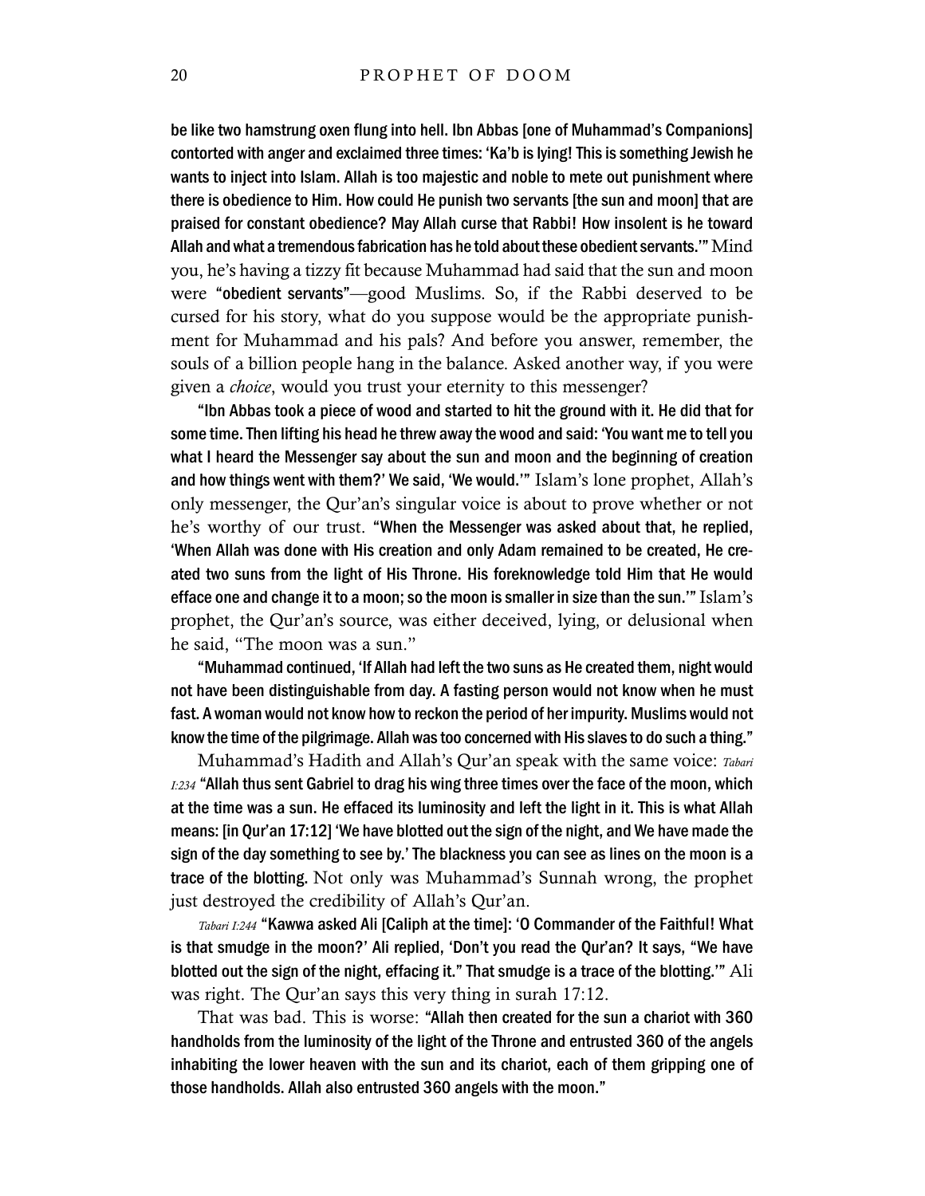**be like two hamstrung oxen flung into hell. Ibn Abbas [one of Muhammad's Companions] contorted with anger and exclaimed three times: 'Ka'b is lying! This is something Jewish he wants to inject into Islam. Allah is too majestic and noble to mete out punishment where there is obedience to Him. How could He punish two servants [the sun and moon] that are praised for constant obedience? May Allah curse that Rabbi! How insolent is he toward Allah and what a tremendous fabrication has he told about these obedient servants.'"** Mind you, he's having a tizzy fit because Muhammad had said that the sun and moon were **"obedient servants"**—good Muslims. So, if the Rabbi deserved to be cursed for his story, what do you suppose would be the appropriate punishment for Muhammad and his pals? And before you answer, remember, the souls of a billion people hang in the balance. Asked another way, if you were given a *choice*, would you trust your eternity to this messenger?

**"Ibn Abbas took a piece of wood and started to hit the ground with it. He did that for some time. Then lifting his head he threw away the wood and said: 'You want me to tell you what I heard the Messenger say about the sun and moon and the beginning of creation and how things went with them?' We said, 'We would.'"** Islam's lone prophet, Allah's only messenger, the Qur'an's singular voice is about to prove whether or not he's worthy of our trust. **"When the Messenger was asked about that, he replied, 'When Allah was done with His creation and only Adam remained to be created, He created two suns from the light of His Throne. His foreknowledge told Him that He would efface one and change it to a moon; so the moon is smaller in size than the sun.'"** Islam's prophet, the Qur'an's source, was either deceived, lying, or delusional when he said, "The moon was a sun."

**"Muhammad continued, 'If Allah had left the two suns as He created them, night would not have been distinguishable from day. A fasting person would not know when he must fast. A woman would not know how to reckon the period of her impurity. Muslims would not know the time of the pilgrimage. Allah was too concerned with His slaves to do such a thing."**

Muhammad's Hadith and Allah's Qur'an speak with the same voice: *Tabari I:234* **"Allah thus sent Gabriel to drag his wing three times over the face of the moon, which at the time was a sun. He effaced its luminosity and left the light in it. This is what Allah means: [in Qur'an 17:12] 'We have blotted out the sign of the night, and We have made the sign of the day something to see by.' The blackness you can see as lines on the moon is a trace of the blotting.** Not only was Muhammad's Sunnah wrong, the prophet just destroyed the credibility of Allah's Qur'an.

*Tabari I:244* **"Kawwa asked Ali [Caliph at the time]: 'O Commander of the Faithful! What is that smudge in the moon?' Ali replied, 'Don't you read the Qur'an? It says, "We have blotted out the sign of the night, effacing it." That smudge is a trace of the blotting.'"** Ali was right. The Qur'an says this very thing in surah 17:12.

That was bad. This is worse: **"Allah then created for the sun a chariot with 360 handholds from the luminosity of the light of the Throne and entrusted 360 of the angels inhabiting the lower heaven with the sun and its chariot, each of them gripping one of those handholds. Allah also entrusted 360 angels with the moon."**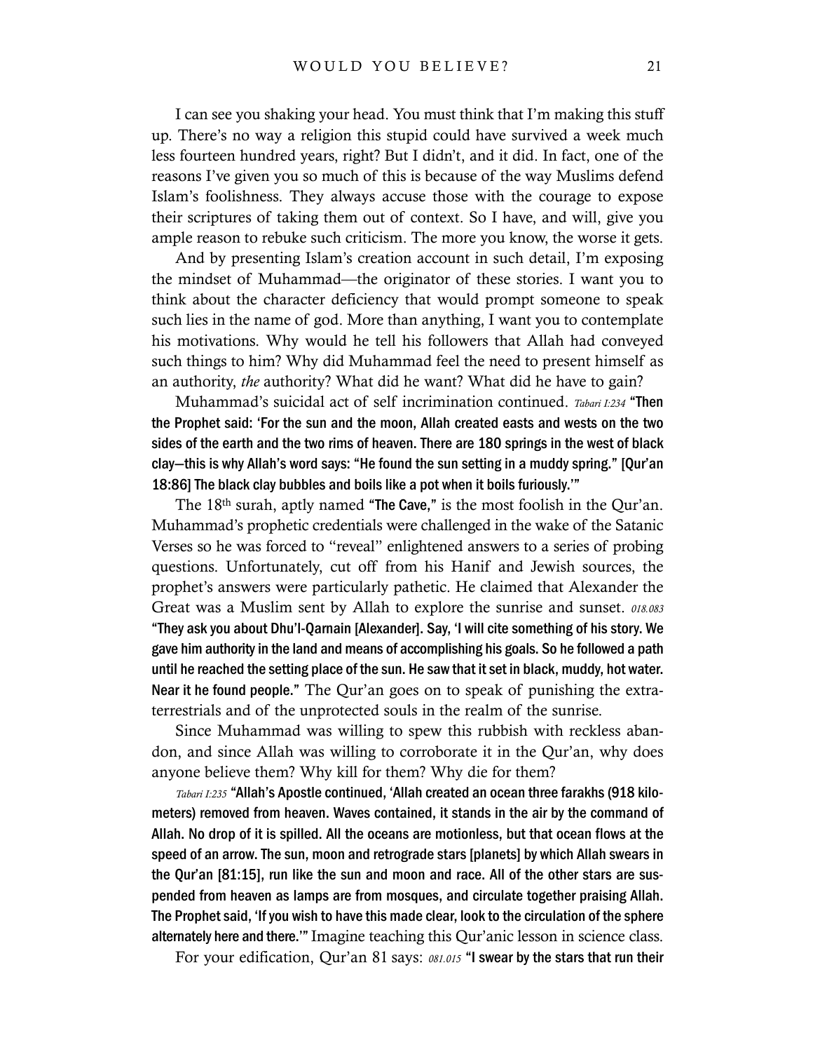I can see you shaking your head. You must think that I'm making this stuff up. There's no way a religion this stupid could have survived a week much less fourteen hundred years, right? But I didn't, and it did. In fact, one of the reasons I've given you so much of this is because of the way Muslims defend Islam's foolishness. They always accuse those with the courage to expose their scriptures of taking them out of context. So I have, and will, give you ample reason to rebuke such criticism. The more you know, the worse it gets.

And by presenting Islam's creation account in such detail, I'm exposing the mindset of Muhammad—the originator of these stories. I want you to think about the character deficiency that would prompt someone to speak such lies in the name of god. More than anything, I want you to contemplate his motivations. Why would he tell his followers that Allah had conveyed such things to him? Why did Muhammad feel the need to present himself as an authority, *the* authority? What did he want? What did he have to gain?

Muhammad's suicidal act of self incrimination continued. *Tabari I:234* **"Then the Prophet said: 'For the sun and the moon, Allah created easts and wests on the two sides of the earth and the two rims of heaven. There are 180 springs in the west of black clay—this is why Allah's word says: "He found the sun setting in a muddy spring." [Qur'an 18:86] The black clay bubbles and boils like a pot when it boils furiously.'"**

The 18th surah, aptly named **"The Cave,"** is the most foolish in the Qur'an. Muhammad's prophetic credentials were challenged in the wake of the Satanic Verses so he was forced to "reveal" enlightened answers to a series of probing questions. Unfortunately, cut off from his Hanif and Jewish sources, the prophet's answers were particularly pathetic. He claimed that Alexander the Great was a Muslim sent by Allah to explore the sunrise and sunset. *018.083* **"They ask you about Dhu'l-Qarnain [Alexander]. Say, 'I will cite something of his story. We gave him authority in the land and means of accomplishing his goals. So he followed a path until he reached the setting place of the sun. He saw that it set in black, muddy, hot water. Near it he found people."** The Qur'an goes on to speak of punishing the extraterrestrials and of the unprotected souls in the realm of the sunrise.

Since Muhammad was willing to spew this rubbish with reckless abandon, and since Allah was willing to corroborate it in the Qur'an, why does anyone believe them? Why kill for them? Why die for them?

*Tabari I:235* **"Allah's Apostle continued, 'Allah created an ocean three farakhs (918 kilometers) removed from heaven. Waves contained, it stands in the air by the command of Allah. No drop of it is spilled. All the oceans are motionless, but that ocean flows at the speed of an arrow. The sun, moon and retrograde stars [planets] by which Allah swears in the Qur'an [81:15], run like the sun and moon and race. All of the other stars are suspended from heaven as lamps are from mosques, and circulate together praising Allah. The Prophet said, 'If you wish to have this made clear, look to the circulation of the sphere alternately here and there.'"** Imagine teaching this Qur'anic lesson in science class.

For your edification, Qur'an 81 says: *081.015* **"I swear by the stars that run their**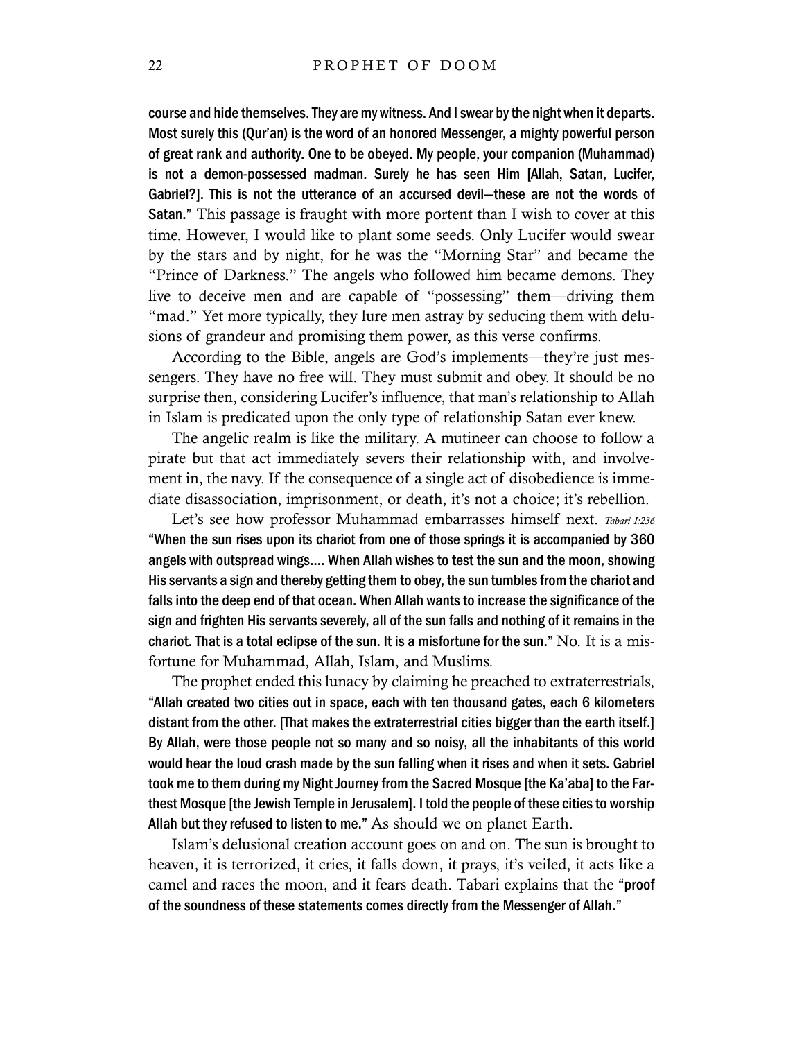**course and hide themselves. They are my witness. And I swear by the night when it departs. Most surely this (Qur'an) is the word of an honored Messenger, a mighty powerful person of great rank and authority. One to be obeyed. My people, your companion (Muhammad) is not a demon-possessed madman. Surely he has seen Him [Allah, Satan, Lucifer, Gabriel?]. This is not the utterance of an accursed devil—these are not the words of Satan."** This passage is fraught with more portent than I wish to cover at this time. However, I would like to plant some seeds. Only Lucifer would swear by the stars and by night, for he was the "Morning Star" and became the "Prince of Darkness." The angels who followed him became demons. They live to deceive men and are capable of "possessing" them—driving them "mad." Yet more typically, they lure men astray by seducing them with delusions of grandeur and promising them power, as this verse confirms.

According to the Bible, angels are God's implements—they're just messengers. They have no free will. They must submit and obey. It should be no surprise then, considering Lucifer's influence, that man's relationship to Allah in Islam is predicated upon the only type of relationship Satan ever knew.

The angelic realm is like the military. A mutineer can choose to follow a pirate but that act immediately severs their relationship with, and involvement in, the navy. If the consequence of a single act of disobedience is immediate disassociation, imprisonment, or death, it's not a choice; it's rebellion.

Let's see how professor Muhammad embarrasses himself next. *Tabari I:236* **"When the sun rises upon its chariot from one of those springs it is accompanied by 360 angels with outspread wings.... When Allah wishes to test the sun and the moon, showing His servants a sign and thereby getting them to obey, the sun tumbles from the chariot and falls into the deep end of that ocean. When Allah wants to increase the significance of the sign and frighten His servants severely, all of the sun falls and nothing of it remains in the chariot. That is a total eclipse of the sun. It is a misfortune for the sun."** No. It is a misfortune for Muhammad, Allah, Islam, and Muslims.

The prophet ended this lunacy by claiming he preached to extraterrestrials, **"Allah created two cities out in space, each with ten thousand gates, each 6 kilometers distant from the other. [That makes the extraterrestrial cities bigger than the earth itself.] By Allah, were those people not so many and so noisy, all the inhabitants of this world would hear the loud crash made by the sun falling when it rises and when it sets. Gabriel took me to them during my Night Journey from the Sacred Mosque [the Ka'aba] to the Farthest Mosque [the Jewish Temple in Jerusalem]. I told the people of these cities to worship Allah but they refused to listen to me."** As should we on planet Earth.

Islam's delusional creation account goes on and on. The sun is brought to heaven, it is terrorized, it cries, it falls down, it prays, it's veiled, it acts like a camel and races the moon, and it fears death. Tabari explains that the **"proof of the soundness of these statements comes directly from the Messenger of Allah."**